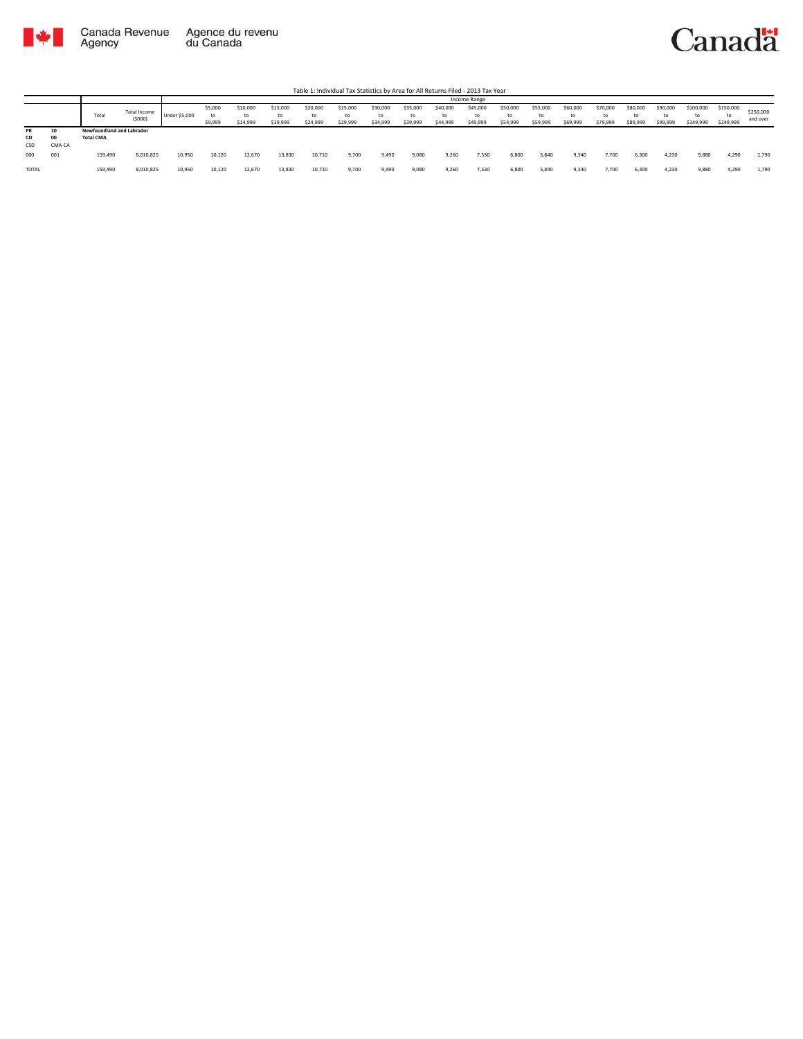Canada Revenue Agency | Agence du revenu du Canada

Canada

Table 1: Individual Tax Statistics by Area for All Returns Filed - 2013 Tax Year

| | | Total | Total Income ($000) | Income Range | | | | | | | | | | | | | | | | | | | |
|---|---|---|---|---|---|---|---|---|---|---|---|---|---|---|---|---|---|---|---|---|---|---|---|
| | | | | Under $5,000 | $5,000 to $9,999 | $10,000 to $14,999 | $15,000 to $19,999 | $20,000 to $24,999 | $25,000 to $29,999 | $30,000 to $34,999 | $35,000 to $39,999 | $40,000 to $44,999 | $45,000 to $49,999 | $50,000 to $54,999 | $55,000 to $59,999 | $60,000 to $69,999 | $70,000 to $79,999 | $80,000 to $89,999 | $90,000 to $99,999 | $100,000 to $149,999 | $150,000 to $249,999 | $250,000 and over |
| **PR** | **10** | **Newfoundland and Labrador** | | | | | | | | | | | | | | | | | | | | | | |
| **CD** | **00** | **Total CMA** | | | | | | | | | | | | | | | | | | | | | | |
| CSD | CMA-CA | | | | | | | | | | | | | | | | | | | | | | | |
| 000 | 001 | 159,490 | 8,010,825 | 10,950 | 10,120 | 12,670 | 13,830 | 10,710 | 9,700 | 9,490 | 9,080 | 9,260 | 7,530 | 6,800 | 5,840 | 9,340 | 7,700 | 6,300 | 4,230 | 9,880 | 4,290 | 1,790 |
| TOTAL | | 159,490 | 8,010,825 | 10,950 | 10,120 | 12,670 | 13,830 | 10,710 | 9,700 | 9,490 | 9,080 | 9,260 | 7,530 | 6,800 | 5,840 | 9,340 | 7,700 | 6,300 | 4,230 | 9,880 | 4,290 | 1,790 |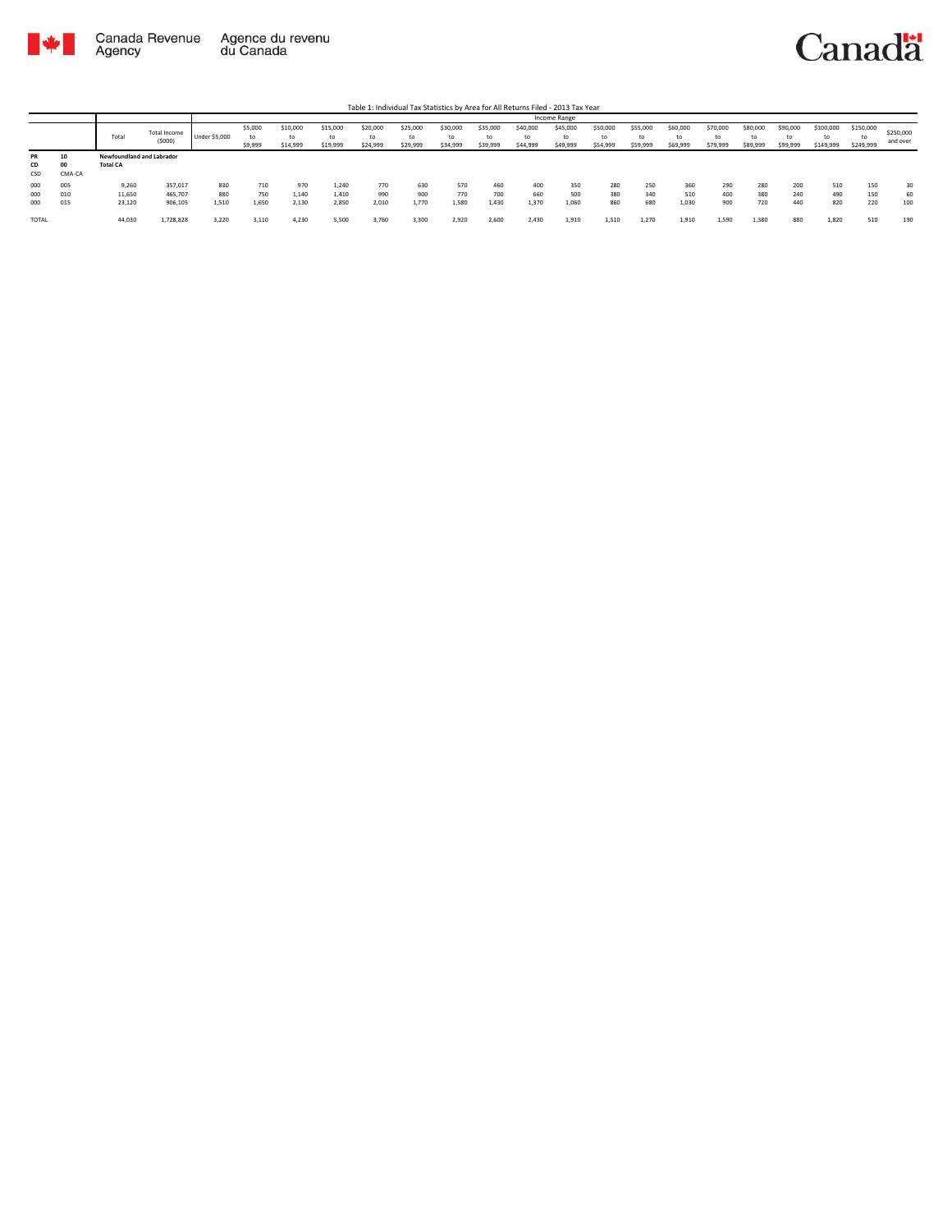Canada Revenue Agency / Agence du revenu du Canada

Canada

Table 1: Individual Tax Statistics by Area for All Returns Filed - 2013 Tax Year

| | | Total | Total Income ($000) | Income Range | | | | | | | | | | | | | | | | | | | |
|---|---|---|---|---|---|---|---|---|---|---|---|---|---|---|---|---|---|---|---|---|---|---|---|
| | | | | Under $5,000 | $5,000 to $9,999 | $10,000 to $14,999 | $15,000 to $19,999 | $20,000 to $24,999 | $25,000 to $29,999 | $30,000 to $34,999 | $35,000 to $39,999 | $40,000 to $44,999 | $45,000 to $49,999 | $50,000 to $54,999 | $55,000 to $59,999 | $60,000 to $69,999 | $70,000 to $79,999 | $80,000 to $89,999 | $90,000 to $99,999 | $100,000 to $149,999 | $150,000 to $249,999 | $250,000 and over |
| PR | 10 | **Newfoundland and Labrador** | | | | | | | | | | | | | | | | | | | | | |
| CD | 00 | **Total CA** | | | | | | | | | | | | | | | | | | | | | |
| CSD | CMA-CA | | | | | | | | | | | | | | | | | | | | | | |
| 000 | 005 | 9,260 | 357,017 | 830 | 710 | 970 | 1,240 | 770 | 630 | 570 | 460 | 400 | 350 | 280 | 250 | 360 | 290 | 280 | 200 | 510 | 150 | 30 |
| 000 | 010 | 11,650 | 465,707 | 880 | 750 | 1,140 | 1,410 | 990 | 900 | 770 | 700 | 660 | 500 | 380 | 340 | 510 | 400 | 380 | 240 | 490 | 150 | 60 |
| 000 | 015 | 23,120 | 906,105 | 1,510 | 1,650 | 2,130 | 2,850 | 2,010 | 1,770 | 1,580 | 1,430 | 1,370 | 1,060 | 860 | 680 | 1,030 | 900 | 720 | 440 | 820 | 220 | 100 |
| TOTAL | | 44,030 | 1,728,828 | 3,220 | 3,110 | 4,230 | 5,500 | 3,760 | 3,300 | 2,920 | 2,600 | 2,430 | 1,910 | 1,510 | 1,270 | 1,910 | 1,590 | 1,380 | 880 | 1,820 | 510 | 190 |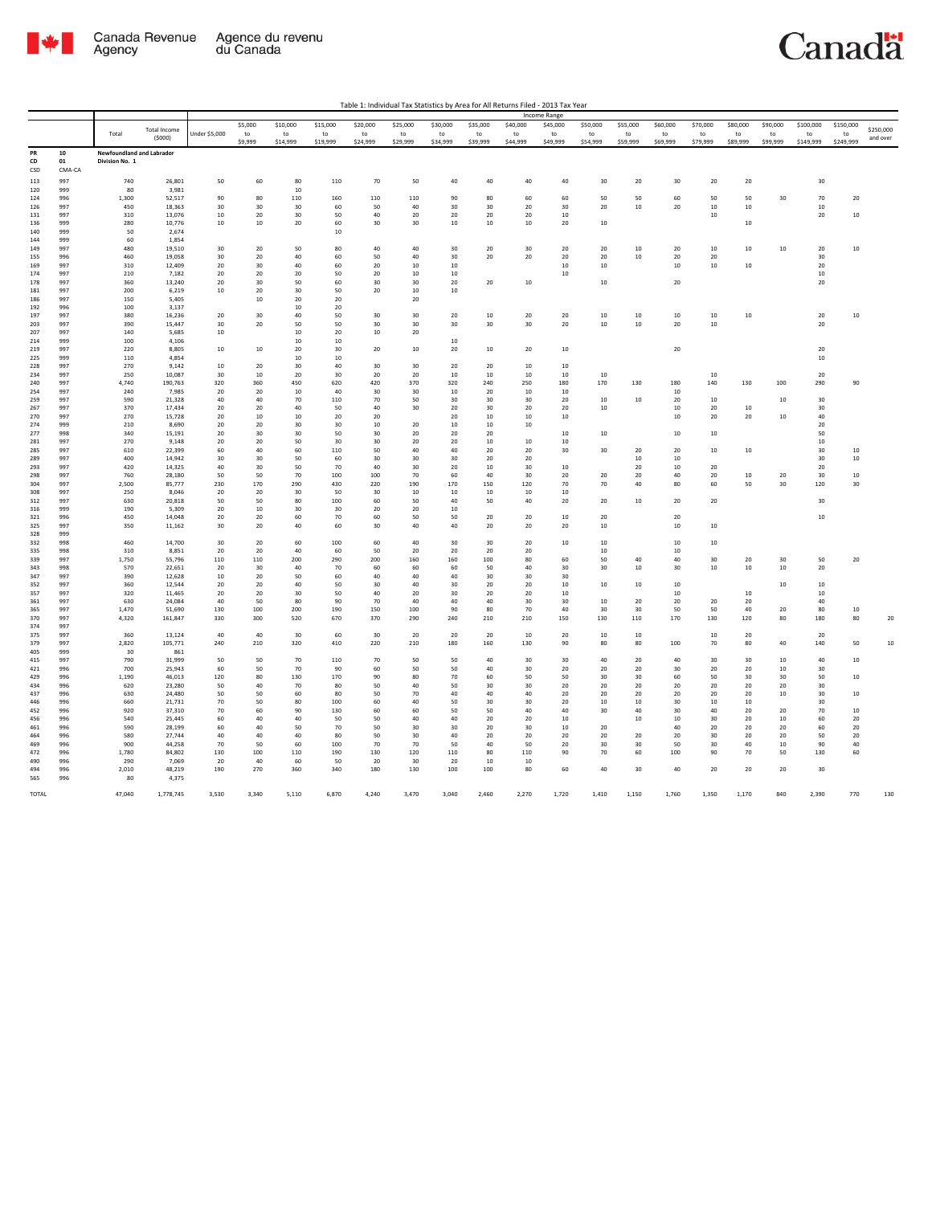Table 1: Individual Tax Statistics by Area for All Returns Filed - 2013 Tax Year

| | | | | Income Range | | | | | | | | | | | | | | | | | | |
|---|---|---|---|---|---|---|---|---|---|---|---|---|---|---|---|---|---|---|---|---|---|---|
| | | Total | Total Income ($000) | Under $5,000 | $5,000 to $9,999 | $10,000 to $14,999 | $15,000 to $19,999 | $20,000 to $24,999 | $25,000 to $29,999 | $30,000 to $34,999 | $35,000 to $39,999 | $40,000 to $44,999 | $45,000 to $49,999 | $50,000 to $54,999 | $55,000 to $59,999 | $60,000 to $69,999 | $70,000 to $79,999 | $80,000 to $89,999 | $90,000 to $99,999 | $100,000 to $149,999 | $150,000 to $249,999 | $250,000 and over |
| PR | 10 | Newfoundland and Labrador | | | | | | | | | | | | | | | | | | | | |
| CD | 01 | Division No. 1 | | | | | | | | | | | | | | | | | | | | |
| CSD | CMA-CA | | | | | | | | | | | | | | | | | | | | | |
| 113 | 997 | 740 | 26,801 | 50 | 60 | 80 | 110 | 70 | 50 | 40 | 40 | 40 | 40 | 30 | 20 | 30 | 20 | 20 | | 30 | | |
| 120 | 999 | 80 | 3,981 | | | 10 | | | | | | | | | | | | | | | | |
| 124 | 996 | 1,300 | 52,517 | 90 | 80 | 110 | 160 | 110 | 110 | 90 | 80 | 60 | 60 | 50 | 50 | 60 | 50 | 50 | 30 | 70 | 20 | |
| 126 | 997 | 450 | 18,363 | 30 | 30 | 30 | 60 | 50 | 40 | 30 | 30 | 20 | 30 | 20 | 10 | 20 | 10 | 10 | | 10 | | |
| 131 | 997 | 310 | 13,076 | 10 | 20 | 30 | 50 | 40 | 20 | 20 | 20 | 20 | 10 | | | | 10 | | | 20 | 10 | |
| 136 | 999 | 280 | 10,776 | 10 | 10 | 20 | 60 | 30 | 30 | 10 | 10 | 10 | 20 | 10 | | | | 10 | | | | |
| 140 | 999 | 50 | 2,674 | | | | 10 | | | | | | | | | | | | | | | |
| 144 | 999 | 60 | 1,854 | | | | | | | | | | | | | | | | | | | |
| 149 | 997 | 480 | 19,510 | 30 | 20 | 50 | 80 | 40 | 40 | 30 | 20 | 30 | 20 | 20 | 10 | 20 | 10 | 10 | 10 | 20 | 10 | |
| 155 | 996 | 460 | 19,058 | 30 | 20 | 40 | 60 | 50 | 40 | 30 | 20 | 20 | 20 | 20 | 10 | 20 | 20 | | | 30 | | |
| 169 | 997 | 310 | 12,409 | 20 | 30 | 40 | 60 | 20 | 10 | 10 | | | 10 | 10 | | 10 | 10 | 10 | | 20 | | |
| 174 | 997 | 210 | 7,182 | 20 | 20 | 20 | 50 | 20 | 10 | 10 | | | 10 | | | | | | | 10 | | |
| 178 | 997 | 360 | 13,240 | 20 | 30 | 50 | 60 | 30 | 30 | 20 | 20 | 10 | | 10 | | 20 | | | | 20 | | |
| 181 | 997 | 200 | 6,219 | 10 | 20 | 30 | 50 | 20 | 10 | 10 | | | | | | | | | | | | |
| 186 | 997 | 150 | 5,405 | | 10 | 20 | 20 | | 20 | | | | | | | | | | | | | |
| 192 | 996 | 100 | 3,137 | | | 10 | 20 | | | | | | | | | | | | | | | |
| 197 | 997 | 380 | 16,236 | 20 | 30 | 40 | 50 | 30 | 30 | 20 | 10 | 20 | 20 | 10 | 10 | 10 | 10 | 10 | | 20 | 10 | |
| 203 | 997 | 390 | 15,447 | 30 | 20 | 50 | 50 | 30 | 30 | 30 | 30 | 30 | 20 | 10 | 10 | 20 | 10 | | | 20 | | |
| 207 | 997 | 140 | 5,685 | 10 | | 10 | 20 | 10 | 20 | | | | | | | | | | | | | |
| 214 | 999 | 100 | 4,106 | | | 10 | 10 | | | 10 | | | | | | | | | | | | |
| 219 | 997 | 220 | 8,805 | 10 | 10 | 20 | 30 | 20 | 10 | 20 | 10 | 20 | 10 | | | 20 | | | | 20 | | |
| 225 | 999 | 110 | 4,854 | | | 10 | 10 | | | | | | | | | | | | | 10 | | |
| 228 | 997 | 270 | 9,142 | 10 | 20 | 30 | 40 | 30 | 30 | 20 | 20 | 10 | 10 | | | | | | | | | |
| 234 | 997 | 250 | 10,087 | 30 | 10 | 20 | 30 | 20 | 20 | 10 | 10 | 10 | 10 | 10 | | | 10 | | | 20 | | |
| 240 | 997 | 4,740 | 190,763 | 320 | 360 | 450 | 620 | 420 | 370 | 320 | 240 | 250 | 180 | 170 | 130 | 180 | 140 | 130 | 100 | 290 | 90 | |
| 254 | 997 | 240 | 7,985 | 20 | 20 | 10 | 40 | 30 | 30 | 10 | 20 | 10 | 10 | | | 10 | | | | | | |
| 259 | 997 | 590 | 21,328 | 40 | 40 | 70 | 110 | 70 | 50 | 30 | 30 | 30 | 20 | 10 | 10 | 20 | 10 | | 10 | 30 | | |
| 267 | 997 | 370 | 17,434 | 20 | 20 | 40 | 50 | 40 | 30 | 20 | 30 | 20 | 20 | 10 | | 10 | 20 | 10 | | 30 | | |
| 270 | 997 | 270 | 15,728 | 20 | 10 | 10 | 20 | 20 | | 20 | 10 | 10 | 10 | | | 10 | 20 | 20 | 10 | 40 | | |
| 274 | 999 | 210 | 8,690 | 20 | 20 | 30 | 30 | 10 | 20 | 10 | 10 | 10 | | | | | | | | 20 | | |
| 277 | 998 | 340 | 15,191 | 20 | 30 | 30 | 50 | 30 | 20 | 20 | 20 | | 10 | 10 | | 10 | 10 | | | 50 | | |
| 281 | 997 | 270 | 9,148 | 20 | 20 | 50 | 30 | 30 | 20 | 20 | 10 | 10 | 10 | | | | | | | 10 | | |
| 285 | 997 | 610 | 22,399 | 60 | 40 | 60 | 110 | 50 | 40 | 40 | 20 | 20 | 30 | 30 | 20 | 20 | 10 | 10 | | 30 | 10 | |
| 289 | 997 | 400 | 14,942 | 30 | 30 | 50 | 60 | 30 | 30 | 20 | 20 | 20 | | | 10 | 10 | | | | 30 | 10 | |
| 293 | 997 | 420 | 14,325 | 40 | 30 | 50 | 70 | 40 | 30 | 20 | 10 | 30 | 10 | | 20 | 10 | 20 | | | 20 | | |
| 298 | 997 | 760 | 28,180 | 50 | 50 | 70 | 100 | 100 | 70 | 60 | 40 | 30 | 20 | 20 | 20 | 40 | 20 | 10 | 20 | 30 | 10 | |
| 304 | 997 | 2,500 | 85,777 | 230 | 170 | 290 | 430 | 220 | 190 | 170 | 150 | 120 | 70 | 70 | 40 | 80 | 60 | 50 | 30 | 120 | 30 | |
| 308 | 997 | 250 | 8,046 | 20 | 20 | 30 | 50 | 30 | 10 | 10 | 10 | 10 | 10 | | | | | | | | | |
| 312 | 997 | 630 | 20,818 | 50 | 50 | 80 | 100 | 60 | 50 | 40 | 50 | 40 | 20 | 20 | 10 | 20 | 20 | | | 30 | | |
| 316 | 999 | 190 | 5,309 | 20 | 10 | 30 | 30 | 20 | 20 | 10 | | | | | | | | | | | | |
| 321 | 996 | 450 | 14,048 | 20 | 20 | 60 | 70 | 60 | 50 | 50 | 20 | 20 | 10 | 20 | | 20 | | | | 10 | | |
| 325 | 997 | 350 | 11,162 | 30 | 20 | 40 | 60 | 30 | 40 | 40 | 20 | 20 | 20 | 10 | | 10 | 10 | | | | | |
| 328 | 999 | | | | | | | | | | | | | | | | | | | | | |
| 332 | 998 | 460 | 14,700 | 30 | 20 | 60 | 100 | 60 | 40 | 30 | 30 | 20 | 10 | 10 | | 10 | 10 | | | | | |
| 335 | 998 | 310 | 8,851 | 20 | 20 | 40 | 60 | 50 | 20 | 20 | 20 | 20 | | 10 | | 10 | | | | | | |
| 339 | 997 | 1,750 | 55,796 | 110 | 110 | 200 | 290 | 200 | 160 | 160 | 100 | 80 | 60 | 50 | 40 | 40 | 30 | 20 | 30 | 50 | 20 | |
| 343 | 998 | 570 | 22,651 | 20 | 30 | 40 | 70 | 60 | 60 | 60 | 50 | 40 | 30 | 30 | 10 | 30 | 10 | 10 | 10 | 20 | | |
| 347 | 997 | 390 | 12,628 | 10 | 20 | 50 | 60 | 40 | 40 | 40 | 30 | 30 | 30 | | | | | | | | | |
| 352 | 997 | 360 | 12,544 | 20 | 20 | 40 | 50 | 30 | 40 | 30 | 20 | 20 | 10 | 10 | 10 | 10 | | | 10 | 10 | | |
| 357 | 997 | 320 | 11,465 | 20 | 20 | 30 | 50 | 40 | 20 | 30 | 20 | 20 | 10 | | | 10 | | 10 | | 10 | | |
| 361 | 997 | 630 | 24,084 | 40 | 50 | 80 | 90 | 70 | 40 | 40 | 40 | 30 | 30 | 10 | 20 | 20 | 20 | 20 | | 40 | | |
| 365 | 997 | 1,470 | 51,690 | 130 | 100 | 200 | 190 | 150 | 100 | 90 | 80 | 70 | 40 | 30 | 30 | 50 | 50 | 40 | 20 | 80 | 10 | |
| 370 | 997 | 4,320 | 161,847 | 330 | 300 | 520 | 670 | 370 | 290 | 240 | 210 | 210 | 150 | 130 | 110 | 170 | 130 | 120 | 80 | 180 | 80 | 20 |
| 374 | 997 | | | | | | | | | | | | | | | | | | | | | |
| 375 | 997 | 360 | 13,124 | 40 | 40 | 30 | 60 | 30 | 20 | 20 | 20 | 10 | 20 | 10 | 10 | | 10 | 20 | | 20 | | |
| 379 | 997 | 2,820 | 105,771 | 240 | 210 | 320 | 410 | 220 | 210 | 180 | 160 | 130 | 90 | 80 | 80 | 100 | 70 | 80 | 40 | 140 | 50 | 10 |
| 405 | 999 | 30 | 861 | | | | | | | | | | | | | | | | | | | |
| 415 | 997 | 790 | 31,999 | 50 | 50 | 70 | 110 | 70 | 50 | 50 | 40 | 30 | 30 | 40 | 20 | 40 | 30 | 30 | 10 | 40 | 10 | |
| 421 | 996 | 700 | 25,943 | 60 | 50 | 70 | 90 | 60 | 50 | 50 | 40 | 30 | 20 | 20 | 20 | 30 | 20 | 20 | 10 | 30 | | |
| 429 | 996 | 1,190 | 46,013 | 120 | 80 | 130 | 170 | 90 | 80 | 70 | 60 | 50 | 50 | 30 | 30 | 60 | 50 | 30 | 30 | 50 | 10 | |
| 434 | 996 | 620 | 23,280 | 50 | 40 | 70 | 80 | 50 | 40 | 50 | 30 | 30 | 20 | 20 | 20 | 20 | 20 | 20 | 20 | 30 | | |
| 437 | 996 | 630 | 24,480 | 50 | 50 | 60 | 80 | 50 | 70 | 40 | 40 | 40 | 20 | 20 | 20 | 20 | 20 | 20 | 10 | 30 | 10 | |
| 446 | 996 | 660 | 21,731 | 70 | 50 | 80 | 100 | 60 | 40 | 50 | 30 | 30 | 20 | 10 | 10 | 30 | 10 | 10 | | 30 | | |
| 452 | 996 | 920 | 37,310 | 70 | 60 | 90 | 130 | 60 | 60 | 50 | 50 | 40 | 40 | 30 | 40 | 30 | 40 | 20 | 20 | 70 | 10 | |
| 456 | 996 | 540 | 25,445 | 60 | 40 | 40 | 50 | 50 | 40 | 40 | 20 | 20 | 10 | | 10 | 10 | 30 | 20 | 10 | 60 | 20 | |
| 461 | 996 | 590 | 28,199 | 60 | 40 | 50 | 70 | 50 | 30 | 30 | 20 | 30 | 10 | 20 | | 40 | 20 | 20 | 20 | 60 | 20 | |
| 464 | 996 | 580 | 27,744 | 40 | 40 | 40 | 80 | 50 | 30 | 40 | 20 | 20 | 20 | 20 | 20 | 20 | 30 | 20 | 20 | 50 | 20 | |
| 469 | 996 | 900 | 44,258 | 70 | 50 | 60 | 100 | 70 | 70 | 50 | 40 | 50 | 20 | 30 | 30 | 50 | 30 | 40 | 10 | 90 | 40 | |
| 472 | 996 | 1,780 | 84,802 | 130 | 100 | 110 | 190 | 130 | 120 | 110 | 80 | 110 | 90 | 70 | 60 | 100 | 90 | 70 | 50 | 130 | 60 | |
| 490 | 996 | 290 | 7,069 | 20 | 40 | 60 | 50 | 20 | 30 | 20 | 10 | 10 | | | | | | | | | | |
| 494 | 996 | 2,010 | 48,219 | 190 | 270 | 360 | 340 | 180 | 130 | 100 | 100 | 80 | 60 | 40 | 30 | 40 | 20 | 20 | 20 | 30 | | |
| 565 | 996 | 80 | 4,375 | | | | | | | | | | | | | | | | | | | |
| TOTAL | | 47,040 | 1,778,745 | 3,530 | 3,340 | 5,110 | 6,870 | 4,240 | 3,470 | 3,040 | 2,460 | 2,270 | 1,720 | 1,410 | 1,150 | 1,760 | 1,350 | 1,170 | 840 | 2,390 | 770 | 130 |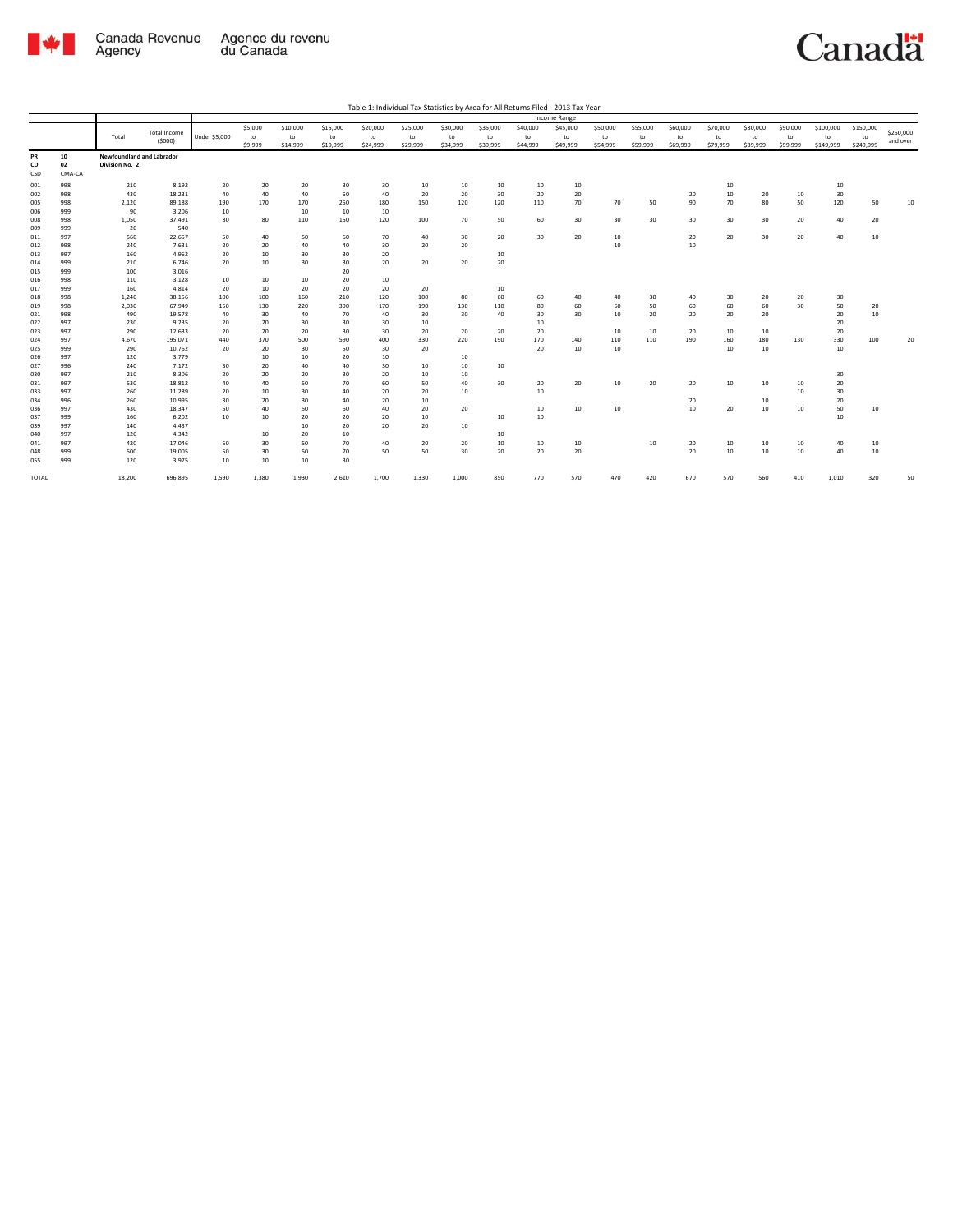Table 1: Individual Tax Statistics by Area for All Returns Filed - 2013 Tax Year

| | | Total | Total Income ($000) | Income Range | | | | | | | | | | | | | | | | | | |
|---|---|---|---|---|---|---|---|---|---|---|---|---|---|---|---|---|---|---|---|---|---|---|
| | | | | Under $5,000 | $5,000 to $9,999 | $10,000 to $14,999 | $15,000 to $19,999 | $20,000 to $24,999 | $25,000 to $29,999 | $30,000 to $34,999 | $35,000 to $39,999 | $40,000 to $44,999 | $45,000 to $49,999 | $50,000 to $54,999 | $55,000 to $59,999 | $60,000 to $69,999 | $70,000 to $79,999 | $80,000 to $89,999 | $90,000 to $99,999 | $100,000 to $149,999 | $150,000 to $249,999 | $250,000 and over |
| PR | 10 | Newfoundland and Labrador | | | | | | | | | | | | | | | | | | | | |
| CD | 02 | Division No. 2 | | | | | | | | | | | | | | | | | | | | |
| CSD | CMA-CA | | | | | | | | | | | | | | | | | | | | | |
| 001 | 998 | 210 | 8,192 | 20 | 20 | 20 | 30 | 30 | 10 | 10 | 10 | 10 | 10 | | | | 10 | | | 10 | | |
| 002 | 998 | 430 | 18,231 | 40 | 40 | 40 | 50 | 40 | 20 | 20 | 30 | 20 | 20 | | | 20 | 10 | 20 | 10 | 30 | | |
| 005 | 998 | 2,120 | 89,188 | 190 | 170 | 170 | 250 | 180 | 150 | 120 | 120 | 110 | 70 | 70 | 50 | 90 | 70 | 80 | 50 | 120 | 50 | 10 |
| 006 | 999 | 90 | 3,206 | 10 | | 10 | 10 | 10 | | | | | | | | | | | | | | |
| 008 | 998 | 1,050 | 37,491 | 80 | 80 | 110 | 150 | 120 | 100 | 70 | 50 | 60 | 30 | 30 | 30 | 30 | 30 | 30 | 20 | 40 | 20 | |
| 009 | 999 | 20 | 540 | | | | | | | | | | | | | | | | | | | |
| 011 | 997 | 560 | 22,657 | 50 | 40 | 50 | 60 | 70 | 40 | 30 | 20 | 30 | 20 | 10 | | 20 | 20 | 30 | 20 | 40 | 10 | |
| 012 | 998 | 240 | 7,631 | 20 | 20 | 40 | 40 | 30 | 20 | 20 | | | | 10 | | 10 | | | | | | |
| 013 | 997 | 160 | 4,962 | 20 | 10 | 30 | 30 | 20 | | | 10 | | | | | | | | | | | |
| 014 | 999 | 210 | 6,746 | 20 | 10 | 30 | 30 | 20 | 20 | 20 | 20 | | | | | | | | | | | |
| 015 | 999 | 100 | 3,016 | | | | 20 | | | | | | | | | | | | | | | |
| 016 | 998 | 110 | 3,128 | 10 | 10 | 10 | 20 | 10 | | | | | | | | | | | | | | |
| 017 | 999 | 160 | 4,814 | 20 | 10 | 20 | 20 | 20 | 20 | | 10 | | | | | | | | | | | |
| 018 | 998 | 1,240 | 38,156 | 100 | 100 | 160 | 210 | 120 | 100 | 80 | 60 | 60 | 40 | 40 | 30 | 40 | 30 | 20 | 20 | 30 | | |
| 019 | 998 | 2,030 | 67,949 | 150 | 130 | 220 | 390 | 170 | 190 | 130 | 110 | 80 | 60 | 60 | 50 | 60 | 60 | 60 | 30 | 50 | 20 | |
| 021 | 998 | 490 | 19,578 | 40 | 30 | 40 | 70 | 40 | 30 | 30 | 40 | 30 | 30 | 10 | 20 | 20 | 20 | 20 | | 20 | 10 | |
| 022 | 997 | 230 | 9,235 | 20 | 20 | 30 | 30 | 30 | 10 | | | 10 | | | | | | | | 20 | | |
| 023 | 997 | 290 | 12,633 | 20 | 20 | 20 | 30 | 30 | 20 | 20 | 20 | 20 | | 10 | 10 | 20 | 10 | 10 | | 20 | | |
| 024 | 997 | 4,670 | 195,071 | 440 | 370 | 500 | 590 | 400 | 330 | 220 | 190 | 170 | 140 | 110 | 110 | 190 | 160 | 180 | 130 | 330 | 100 | 20 |
| 025 | 999 | 290 | 10,762 | 20 | 20 | 30 | 50 | 30 | 20 | | | 20 | 10 | 10 | | | 10 | 10 | | 10 | | |
| 026 | 997 | 120 | 3,779 | | 10 | 10 | 20 | 10 | | 10 | | | | | | | | | | | | |
| 027 | 996 | 240 | 7,172 | 30 | 20 | 40 | 40 | 30 | 10 | 10 | 10 | | | | | | | | | | | |
| 030 | 997 | 210 | 8,306 | 20 | 20 | 20 | 30 | 20 | 10 | 10 | | | | | | | | | | 30 | | |
| 031 | 997 | 530 | 18,812 | 40 | 40 | 50 | 70 | 60 | 50 | 40 | 30 | 20 | 20 | 10 | 20 | 20 | 10 | 10 | 10 | 20 | | |
| 033 | 997 | 260 | 11,289 | 20 | 10 | 30 | 40 | 20 | 20 | 10 | | 10 | | | | | | | 10 | 30 | | |
| 034 | 996 | 260 | 10,995 | 30 | 20 | 30 | 40 | 20 | 10 | | | | | | | 20 | | 10 | | 20 | | |
| 036 | 997 | 430 | 18,347 | 50 | 40 | 50 | 60 | 40 | 20 | 20 | | 10 | 10 | 10 | | 10 | 20 | 10 | 10 | 50 | 10 | |
| 037 | 999 | 160 | 6,202 | 10 | 10 | 20 | 20 | 20 | 10 | | 10 | 10 | | | | | | | | 10 | | |
| 039 | 997 | 140 | 4,437 | | | 10 | 20 | 20 | 20 | 10 | | | | | | | | | | | | |
| 040 | 997 | 120 | 4,342 | | 10 | 20 | 10 | | | | 10 | | | | | | | | | | | |
| 041 | 997 | 420 | 17,046 | 50 | 30 | 50 | 70 | 40 | 20 | 20 | 10 | 10 | 10 | | 10 | 20 | 10 | 10 | 10 | 40 | 10 | |
| 048 | 999 | 500 | 19,005 | 50 | 30 | 50 | 70 | 50 | 50 | 30 | 20 | 20 | 20 | | | 20 | 10 | 10 | 10 | 40 | 10 | |
| 055 | 999 | 120 | 3,975 | 10 | 10 | 10 | 30 | | | | | | | | | | | | | | | |
| TOTAL | | 18,200 | 696,895 | 1,590 | 1,380 | 1,930 | 2,610 | 1,700 | 1,330 | 1,000 | 850 | 770 | 570 | 470 | 420 | 670 | 570 | 560 | 410 | 1,010 | 320 | 50 |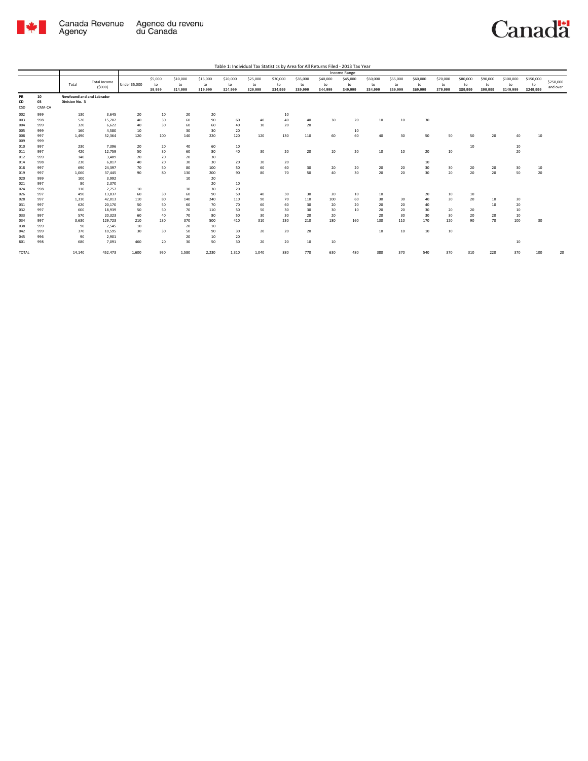Table 1: Individual Tax Statistics by Area for All Returns Filed - 2013 Tax Year

| | | Total | Total Income ($000) | Income Range | | | | | | | | | | | | | | | | | | |
|---|---|---|---|---|---|---|---|---|---|---|---|---|---|---|---|---|---|---|---|---|---|---|
| | | | | Under $5,000 | $5,000 to $9,999 | $10,000 to $14,999 | $15,000 to $19,999 | $20,000 to $24,999 | $25,000 to $29,999 | $30,000 to $34,999 | $35,000 to $39,999 | $40,000 to $44,999 | $45,000 to $49,999 | $50,000 to $54,999 | $55,000 to $59,999 | $60,000 to $69,999 | $70,000 to $79,999 | $80,000 to $89,999 | $90,000 to $99,999 | $100,000 to $149,999 | $150,000 to $249,999 | $250,000 and over |
| PR | 10 | Newfoundland and Labrador | | | | | | | | | | | | | | | | | | | | |
| CD | 03 | Division No. 3 | | | | | | | | | | | | | | | | | | | | |
| CSD | CMA-CA | | | | | | | | | | | | | | | | | | | | | |
| 002 | 999 | 130 | 3,645 | 20 | 10 | 20 | 20 | | | 10 | | | | | | | | | | | | |
| 003 | 998 | 520 | 15,702 | 40 | 30 | 60 | 90 | 60 | 40 | 40 | 40 | 30 | 20 | 10 | 10 | 30 | | | | | | |
| 004 | 999 | 320 | 6,622 | 40 | 30 | 60 | 60 | 40 | 10 | 20 | 20 | | | | | | | | | | | |
| 005 | 999 | 160 | 4,580 | 10 | | 30 | 30 | 20 | | | | | 10 | | | | | | | | | |
| 008 | 997 | 1,490 | 52,364 | 120 | 100 | 140 | 220 | 120 | 120 | 130 | 110 | 60 | 60 | 40 | 30 | 50 | 50 | 50 | 20 | 40 | 10 | |
| 009 | 999 | | | | | | | | | | | | | | | | | | | | | |
| 010 | 997 | 230 | 7,396 | 20 | 20 | 40 | 60 | 10 | | | | | | | | | | 10 | | 10 | | |
| 011 | 997 | 420 | 12,759 | 50 | 30 | 60 | 80 | 40 | 30 | 20 | 20 | 10 | 20 | 10 | 10 | 20 | 10 | | | 20 | | |
| 012 | 999 | 140 | 3,489 | 20 | 20 | 20 | 30 | | | | | | | | | | | | | | | |
| 014 | 998 | 230 | 6,817 | 40 | 20 | 30 | 30 | 20 | 30 | 20 | | | | | | 10 | | | | | | |
| 018 | 997 | 690 | 24,397 | 70 | 50 | 80 | 100 | 50 | 60 | 60 | 30 | 20 | 20 | 20 | 20 | 30 | 30 | 20 | 20 | 30 | 10 | |
| 019 | 997 | 1,060 | 37,445 | 90 | 80 | 130 | 200 | 90 | 80 | 70 | 50 | 40 | 30 | 20 | 20 | 30 | 20 | 20 | 20 | 50 | 20 | |
| 020 | 999 | 100 | 3,992 | | | 10 | 20 | | | | | | | | | | | | | | | |
| 021 | 997 | 80 | 2,370 | | | | 20 | 10 | | | | | | | | | | | | | | |
| 024 | 998 | 110 | 2,757 | 10 | | 10 | 30 | 20 | | | | | | | | | | | | | | |
| 026 | 997 | 490 | 13,837 | 60 | 30 | 60 | 90 | 50 | 40 | 30 | 30 | 20 | 10 | 10 | | 20 | 10 | 10 | | | | |
| 028 | 997 | 1,310 | 42,013 | 110 | 80 | 140 | 240 | 110 | 90 | 70 | 110 | 100 | 60 | 30 | 30 | 40 | 30 | 20 | 10 | 30 | | |
| 031 | 997 | 620 | 20,170 | 50 | 50 | 60 | 70 | 70 | 60 | 60 | 30 | 20 | 20 | 20 | 20 | 40 | | | 10 | 20 | | |
| 032 | 997 | 600 | 18,939 | 50 | 50 | 70 | 110 | 50 | 50 | 30 | 30 | 30 | 10 | 20 | 20 | 30 | 20 | 20 | | 10 | | |
| 033 | 997 | 570 | 20,323 | 60 | 40 | 70 | 80 | 50 | 30 | 30 | 20 | 20 | | 20 | 30 | 30 | 30 | 20 | 20 | 10 | | |
| 034 | 997 | 3,630 | 129,723 | 210 | 230 | 370 | 500 | 410 | 310 | 230 | 210 | 180 | 160 | 130 | 110 | 170 | 120 | 90 | 70 | 100 | 30 | |
| 038 | 999 | 90 | 2,545 | 10 | | 20 | 10 | | | | | | | | | | | | | | | |
| 042 | 999 | 370 | 10,595 | 30 | 30 | 50 | 90 | 30 | 20 | 20 | 20 | | | 10 | 10 | 10 | 10 | | | | | |
| 045 | 996 | 90 | 2,901 | | | 20 | 10 | 20 | | | | | | | | | | | | | | |
| 801 | 998 | 680 | 7,091 | 460 | 20 | 30 | 50 | 30 | 20 | 20 | 10 | 10 | | | | | | | | 10 | | |
| TOTAL | | 14,140 | 452,473 | 1,600 | 950 | 1,580 | 2,230 | 1,310 | 1,040 | 880 | 770 | 630 | 480 | 380 | 370 | 540 | 370 | 310 | 220 | 370 | 100 | 20 |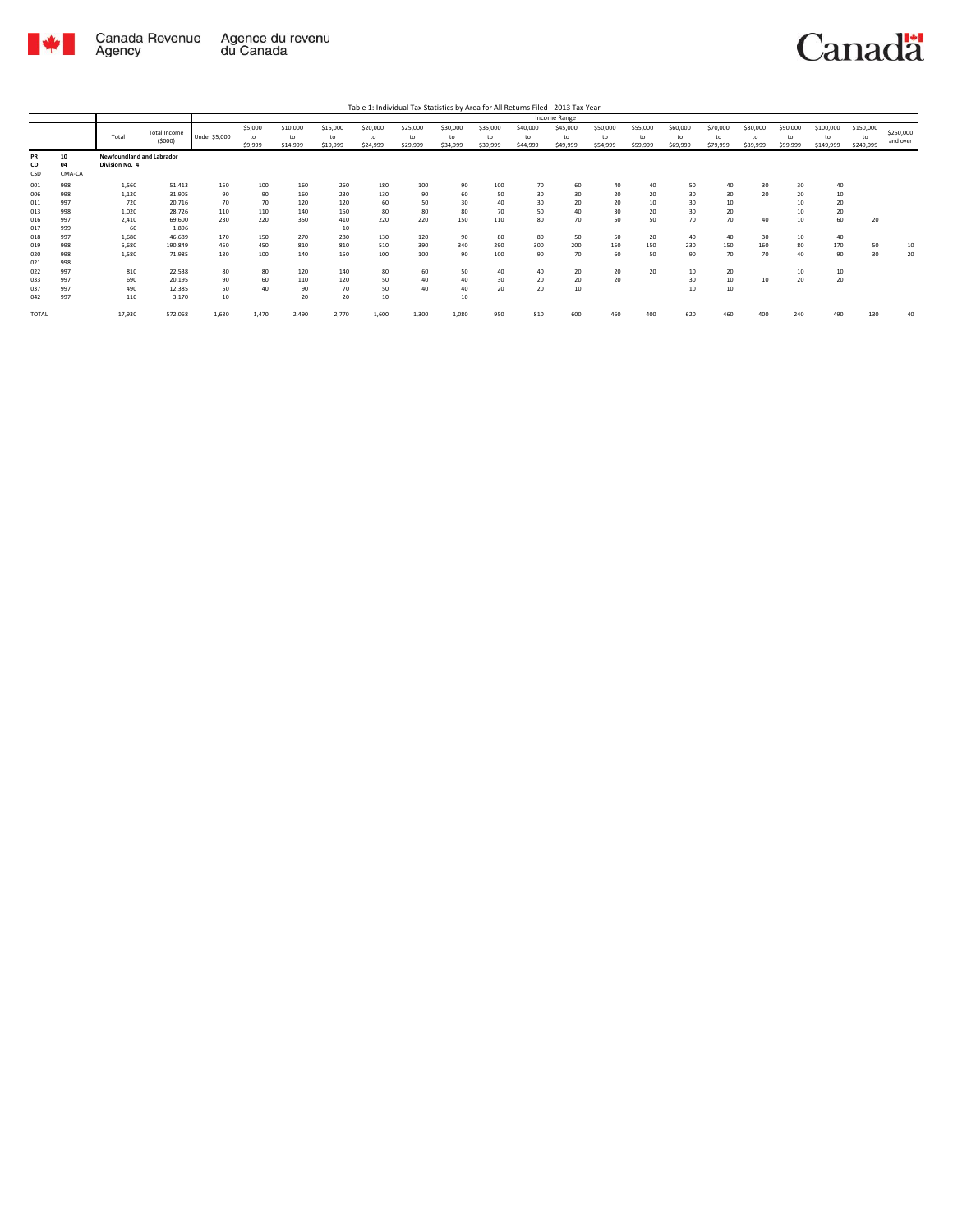Table 1: Individual Tax Statistics by Area for All Returns Filed - 2013 Tax Year

| PR | 10 | Newfoundland and Labrador | | | | | | | | | | | | | | | | | | | | |
|---|---|---|---|---|---|---|---|---|---|---|---|---|---|---|---|---|---|---|---|---|---|---|
| CD | 04 | Division No. 4 | | | | | | | | | | | | | | | | | | | | |
| CSD | CMA-CA | Total | Total Income ($000) | Under $5,000 | $5,000 to $9,999 | $10,000 to $14,999 | $15,000 to $19,999 | $20,000 to $24,999 | $25,000 to $29,999 | $30,000 to $34,999 | $35,000 to $39,999 | $40,000 to $44,999 | $45,000 to $49,999 | $50,000 to $54,999 | $55,000 to $59,999 | $60,000 to $69,999 | $70,000 to $79,999 | $80,000 to $89,999 | $90,000 to $99,999 | $100,000 to $149,999 | $150,000 to $249,999 | $250,000 and over |
| 001 | 998 | 1,560 | 51,413 | 150 | 100 | 160 | 260 | 180 | 100 | 90 | 100 | 70 | 60 | 40 | 40 | 50 | 40 | 30 | 30 | 40 | | |
| 006 | 998 | 1,120 | 31,905 | 90 | 90 | 160 | 230 | 130 | 90 | 60 | 50 | 30 | 30 | 20 | 20 | 30 | 30 | 20 | 20 | 10 | | |
| 011 | 997 | 720 | 20,716 | 70 | 70 | 120 | 120 | 60 | 50 | 30 | 40 | 30 | 20 | 20 | 10 | 30 | 10 | | 10 | 20 | | |
| 013 | 998 | 1,020 | 28,726 | 110 | 110 | 140 | 150 | 80 | 80 | 80 | 70 | 50 | 40 | 30 | 20 | 30 | 20 | | 10 | 20 | | |
| 016 | 997 | 2,410 | 69,600 | 230 | 220 | 350 | 410 | 220 | 220 | 150 | 110 | 80 | 70 | 50 | 50 | 70 | 70 | 40 | 10 | 60 | 20 | |
| 017 | 999 | 60 | 1,896 | | | | 10 | | | | | | | | | | | | | | | |
| 018 | 997 | 1,680 | 46,689 | 170 | 150 | 270 | 280 | 130 | 120 | 90 | 80 | 80 | 50 | 50 | 20 | 40 | 40 | 30 | 10 | 40 | | |
| 019 | 998 | 5,680 | 190,849 | 450 | 450 | 810 | 810 | 510 | 390 | 340 | 290 | 300 | 200 | 150 | 150 | 230 | 150 | 160 | 80 | 170 | 50 | 10 |
| 020 | 998 | 1,580 | 71,985 | 130 | 100 | 140 | 150 | 100 | 100 | 90 | 100 | 90 | 70 | 60 | 50 | 90 | 70 | 70 | 40 | 90 | 30 | 20 |
| 021 | 998 | | | | | | | | | | | | | | | | | | | | | |
| 022 | 997 | 810 | 22,538 | 80 | 80 | 120 | 140 | 80 | 60 | 50 | 40 | 40 | 20 | 20 | 20 | 10 | 20 | | 10 | 10 | | |
| 033 | 997 | 690 | 20,195 | 90 | 60 | 110 | 120 | 50 | 40 | 40 | 30 | 20 | 20 | 20 | | 30 | 10 | 10 | 20 | 20 | | |
| 037 | 997 | 490 | 12,385 | 50 | 40 | 90 | 70 | 50 | 40 | 40 | 20 | 20 | 10 | | | 10 | 10 | | | | | |
| 042 | 997 | 110 | 3,170 | 10 | | 20 | 20 | 10 | | 10 | | | | | | | | | | | | |
| TOTAL | | 17,930 | 572,068 | 1,630 | 1,470 | 2,490 | 2,770 | 1,600 | 1,300 | 1,080 | 950 | 810 | 600 | 460 | 400 | 620 | 460 | 400 | 240 | 490 | 130 | 40 |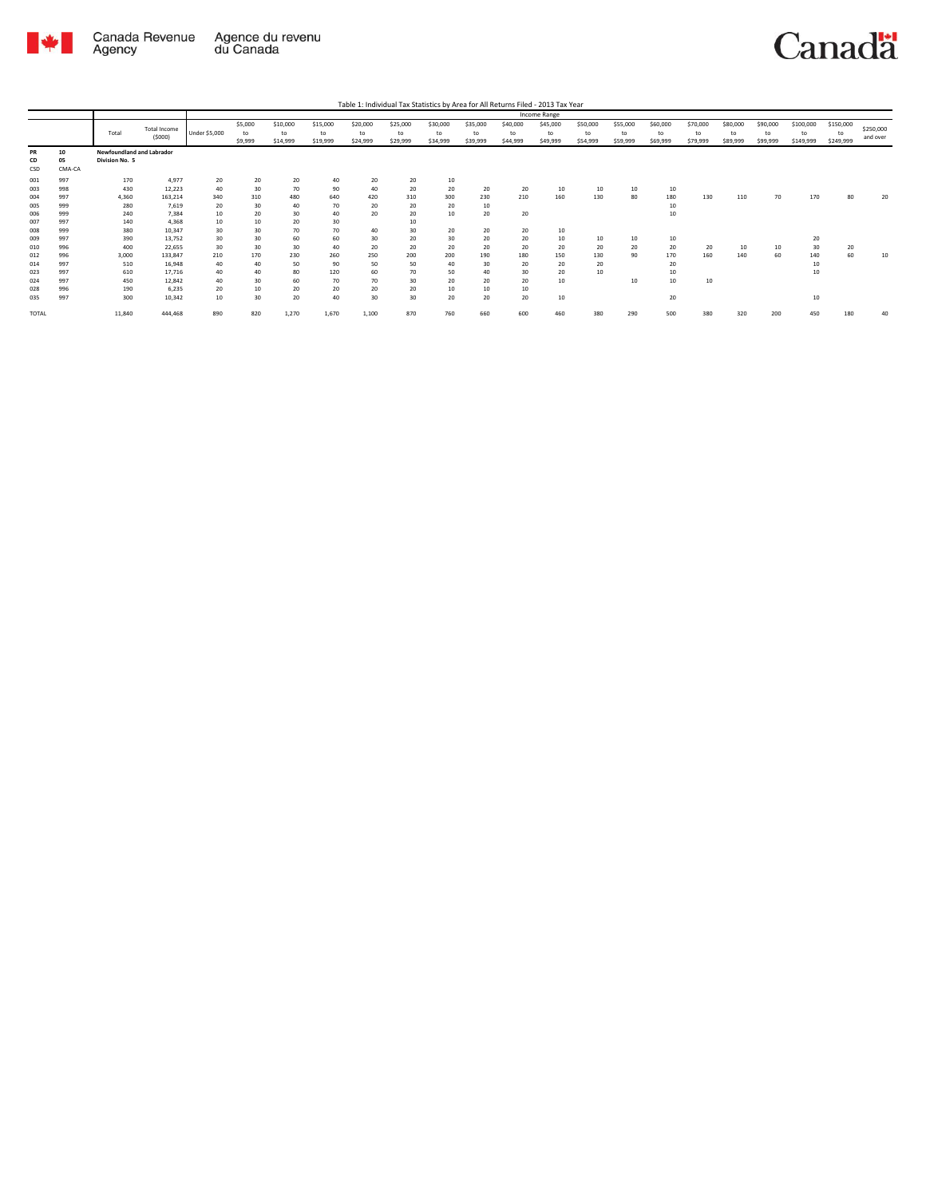Table 1: Individual Tax Statistics by Area for All Returns Filed - 2013 Tax Year

| PR<br>CD<br>CSD | CMA-CA | Total | Total Income ($000) | Under $5,000 | $5,000 to $9,999 | $10,000 to $14,999 | $15,000 to $19,999 | $20,000 to $24,999 | $25,000 to $29,999 | $30,000 to $34,999 | $35,000 to $39,999 | $40,000 to $44,999 | $45,000 to $49,999 | $50,000 to $54,999 | $55,000 to $59,999 | $60,000 to $69,999 | $70,000 to $79,999 | $80,000 to $89,999 | $90,000 to $99,999 | $100,000 to $149,999 | $150,000 to $249,999 | $250,000 and over |
|---|---|---|---|---|---|---|---|---|---|---|---|---|---|---|---|---|---|---|---|---|---|---|
| | | | | Income Range | | | | | | | | | | | | | | | | | | |
| 10 | | Newfoundland and Labrador | | | | | | | | | | | | | | | | | | | | |
| 05 | | Division No. 5 | | | | | | | | | | | | | | | | | | | | |
| 001 | 997 | 170 | 4,977 | 20 | 20 | 20 | 40 | 20 | 20 | 10 | | | | | | | | | | | | |
| 003 | 998 | 430 | 12,223 | 40 | 30 | 70 | 90 | 40 | 20 | 20 | 20 | 20 | 10 | 10 | 10 | 10 | | | | | | |
| 004 | 997 | 4,360 | 163,214 | 340 | 310 | 480 | 640 | 420 | 310 | 300 | 230 | 210 | 160 | 130 | 80 | 180 | 130 | 110 | 70 | 170 | 80 | 20 |
| 005 | 999 | 280 | 7,619 | 20 | 30 | 40 | 70 | 20 | 20 | 20 | 10 | | | | | 10 | | | | | | |
| 006 | 999 | 240 | 7,384 | 10 | 20 | 30 | 40 | 20 | 20 | 10 | 20 | 20 | | | | 10 | | | | | | |
| 007 | 997 | 140 | 4,368 | 10 | 10 | 20 | 30 | | 10 | | | | | | | | | | | | | |
| 008 | 999 | 380 | 10,347 | 30 | 30 | 70 | 70 | 40 | 30 | 20 | 20 | 20 | 10 | | | | | | | | | |
| 009 | 997 | 390 | 13,752 | 30 | 30 | 60 | 60 | 30 | 20 | 30 | 20 | 20 | 10 | 10 | 10 | 10 | | | | 20 | | |
| 010 | 996 | 400 | 22,655 | 30 | 30 | 30 | 40 | 20 | 20 | 20 | 20 | 20 | 20 | 20 | 20 | 20 | 20 | 10 | 10 | 30 | 20 | |
| 012 | 996 | 3,000 | 133,847 | 210 | 170 | 230 | 260 | 250 | 200 | 200 | 190 | 180 | 150 | 130 | 90 | 170 | 160 | 140 | 60 | 140 | 60 | 10 |
| 014 | 997 | 510 | 16,948 | 40 | 40 | 50 | 90 | 50 | 50 | 40 | 30 | 20 | 20 | 20 | | 20 | | | | 10 | | |
| 023 | 997 | 610 | 17,716 | 40 | 40 | 80 | 120 | 60 | 70 | 50 | 40 | 30 | 20 | 10 | | 10 | | | | 10 | | |
| 024 | 997 | 450 | 12,842 | 40 | 30 | 60 | 70 | 70 | 30 | 20 | 20 | 20 | 10 | | 10 | 10 | 10 | | | | | |
| 028 | 996 | 190 | 6,235 | 20 | 10 | 20 | 20 | 20 | 20 | 10 | 10 | 10 | | | | | | | | | | |
| 035 | 997 | 300 | 10,342 | 10 | 30 | 20 | 40 | 30 | 30 | 20 | 20 | 20 | 10 | | | 20 | | | | 10 | | |
| TOTAL | | 11,840 | 444,468 | 890 | 820 | 1,270 | 1,670 | 1,100 | 870 | 760 | 660 | 600 | 460 | 380 | 290 | 500 | 380 | 320 | 200 | 450 | 180 | 40 |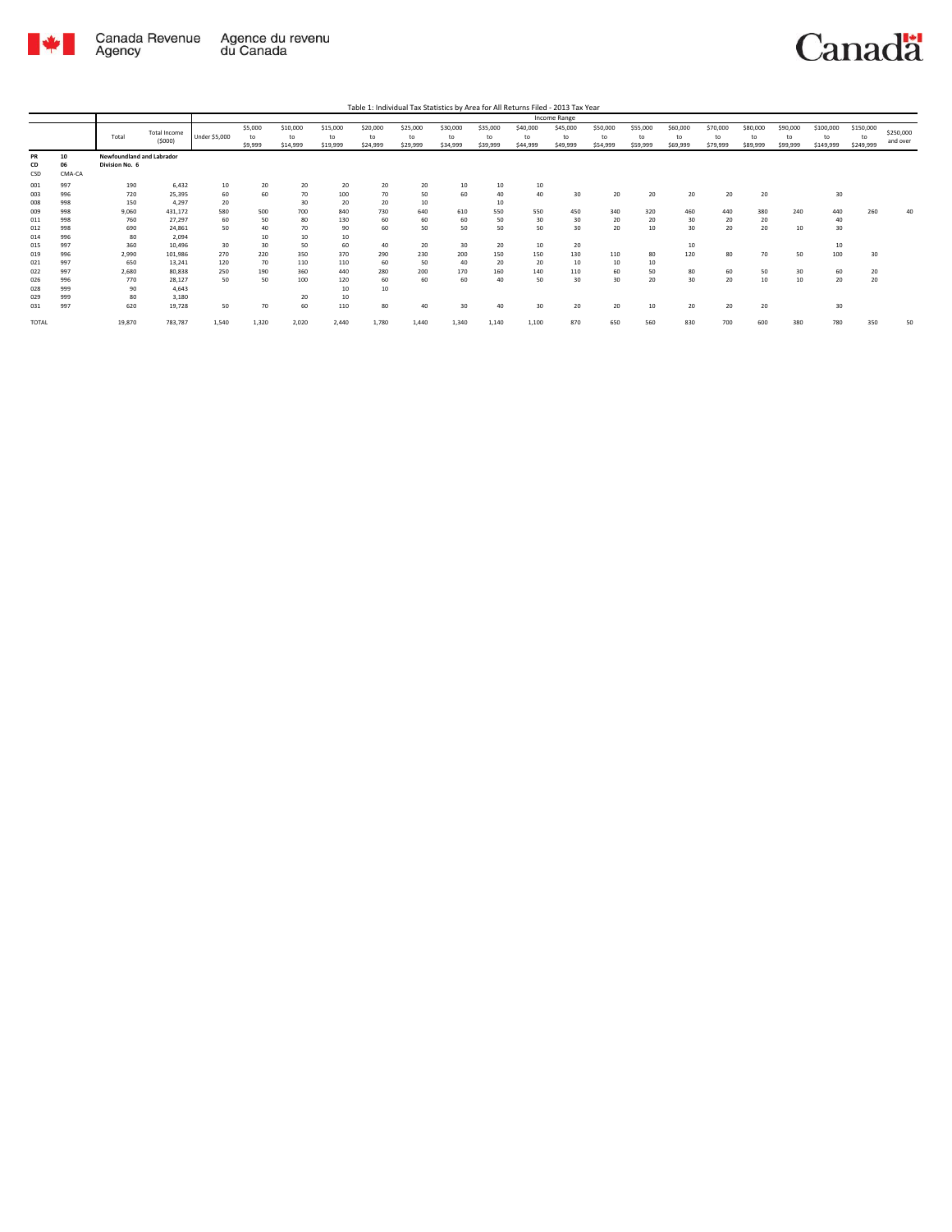Table 1: Individual Tax Statistics by Area for All Returns Filed - 2013 Tax Year

| | | Total | Total Income ($000) | Income Range | | | | | | | | | | | | | | | | | | |
|---|---|---|---|---|---|---|---|---|---|---|---|---|---|---|---|---|---|---|---|---|---|---|
| | | | | Under $5,000 | $5,000 to $9,999 | $10,000 to $14,999 | $15,000 to $19,999 | $20,000 to $24,999 | $25,000 to $29,999 | $30,000 to $34,999 | $35,000 to $39,999 | $40,000 to $44,999 | $45,000 to $49,999 | $50,000 to $54,999 | $55,000 to $59,999 | $60,000 to $69,999 | $70,000 to $79,999 | $80,000 to $89,999 | $90,000 to $99,999 | $100,000 to $149,999 | $150,000 to $249,999 | $250,000 and over |
| PR | 10 | Newfoundland and Labrador | | | | | | | | | | | | | | | | | | | | |
| CD | 06 | Division No. 6 | | | | | | | | | | | | | | | | | | | | |
| CSD | CMA-CA | | | | | | | | | | | | | | | | | | | | | |
| 001 | 997 | 190 | 6,432 | 10 | 20 | 20 | 20 | 20 | 20 | 10 | 10 | 10 | | | | | | | | | | |
| 003 | 996 | 720 | 25,395 | 60 | 60 | 70 | 100 | 70 | 50 | 60 | 40 | 40 | 30 | 20 | 20 | 20 | 20 | 20 | | 30 | | |
| 008 | 998 | 150 | 4,297 | 20 | | 30 | 20 | 20 | 10 | | 10 | | | | | | | | | | | |
| 009 | 998 | 9,060 | 431,172 | 580 | 500 | 700 | 840 | 730 | 640 | 610 | 550 | 550 | 450 | 340 | 320 | 460 | 440 | 380 | 240 | 440 | 260 | 40 |
| 011 | 998 | 760 | 27,297 | 60 | 50 | 80 | 130 | 60 | 60 | 60 | 50 | 30 | 30 | 20 | 20 | 30 | 20 | 20 | | 40 | | |
| 012 | 998 | 690 | 24,861 | 50 | 40 | 70 | 90 | 60 | 50 | 50 | 50 | 50 | 30 | 20 | 10 | 30 | 20 | 20 | 10 | 30 | | |
| 014 | 996 | 80 | 2,094 | | 10 | 10 | 10 | | | | | | | | | | | | | | | |
| 015 | 997 | 360 | 10,496 | 30 | 30 | 50 | 60 | 40 | 20 | 30 | 20 | 10 | 20 | | | 10 | | | | 10 | | |
| 019 | 996 | 2,990 | 101,986 | 270 | 220 | 350 | 370 | 290 | 230 | 200 | 150 | 150 | 130 | 110 | 80 | 120 | 80 | 70 | 50 | 100 | 30 | |
| 021 | 997 | 650 | 13,241 | 120 | 70 | 110 | 110 | 60 | 50 | 40 | 20 | 20 | 10 | 10 | 10 | | | | | | | |
| 022 | 997 | 2,680 | 80,838 | 250 | 190 | 360 | 440 | 280 | 200 | 170 | 160 | 140 | 110 | 60 | 50 | 80 | 60 | 50 | 30 | 60 | 20 | |
| 026 | 996 | 770 | 28,127 | 50 | 50 | 100 | 120 | 60 | 60 | 60 | 40 | 50 | 30 | 30 | 20 | 30 | 20 | 10 | 10 | 20 | 20 | |
| 028 | 999 | 90 | 4,643 | | | | 10 | 10 | | | | | | | | | | | | | | |
| 029 | 999 | 80 | 3,180 | | | 20 | 10 | | | | | | | | | | | | | | | |
| 031 | 997 | 620 | 19,728 | 50 | 70 | 60 | 110 | 80 | 40 | 30 | 40 | 30 | 20 | 20 | 10 | 20 | 20 | 20 | | 30 | | |
| TOTAL | | 19,870 | 783,787 | 1,540 | 1,320 | 2,020 | 2,440 | 1,780 | 1,440 | 1,340 | 1,140 | 1,100 | 870 | 650 | 560 | 830 | 700 | 600 | 380 | 780 | 350 | 50 |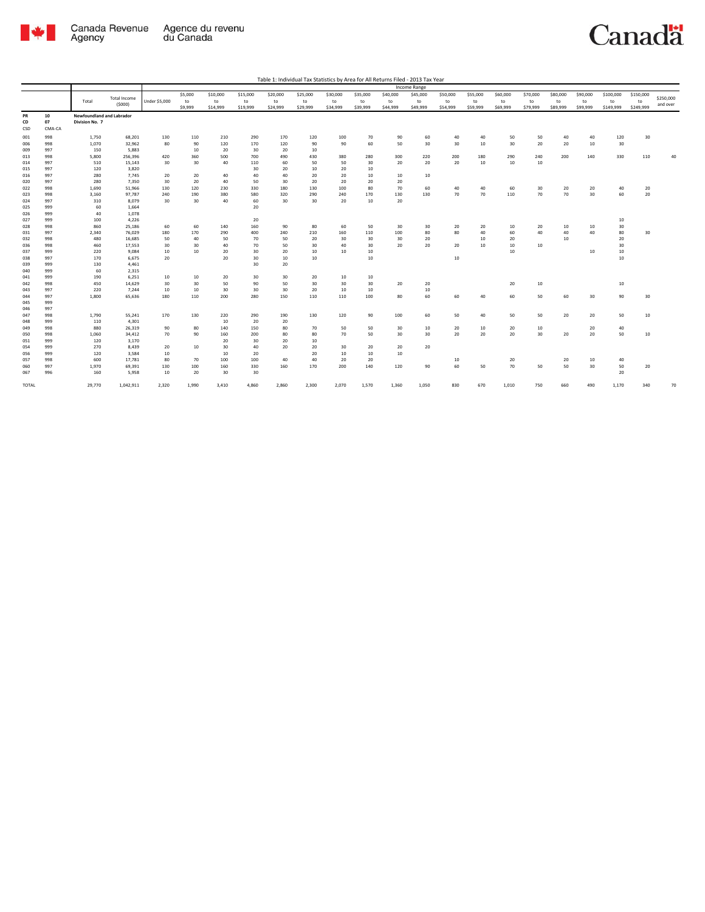Table 1: Individual Tax Statistics by Area for All Returns Filed - 2013 Tax Year

| | | | | Income Range | | | | | | | | | | | | | | | | | | |
|---|---|---|---|---|---|---|---|---|---|---|---|---|---|---|---|---|---|---|---|---|---|---|
| | | Total | Total Income ($000) | Under $5,000 | $5,000 to $9,999 | $10,000 to $14,999 | $15,000 to $19,999 | $20,000 to $24,999 | $25,000 to $29,999 | $30,000 to $34,999 | $35,000 to $39,999 | $40,000 to $44,999 | $45,000 to $49,999 | $50,000 to $54,999 | $55,000 to $59,999 | $60,000 to $69,999 | $70,000 to $79,999 | $80,000 to $89,999 | $90,000 to $99,999 | $100,000 to $149,999 | $150,000 to $249,999 | $250,000 and over |
| PR | 10 | Newfoundland and Labrador | | | | | | | | | | | | | | | | | | | | |
| CD | 07 | Division No. 7 | | | | | | | | | | | | | | | | | | | | |
| CSD | CMA-CA | | | | | | | | | | | | | | | | | | | | | |
| 001 | 998 | 1,750 | 68,201 | 130 | 110 | 210 | 290 | 170 | 120 | 100 | 70 | 90 | 60 | 40 | 40 | 50 | 50 | 40 | 40 | 120 | 30 | |
| 006 | 998 | 1,070 | 32,962 | 80 | 90 | 120 | 170 | 120 | 90 | 90 | 60 | 50 | 30 | 30 | 10 | 30 | 20 | 20 | 10 | 30 | | |
| 009 | 997 | 150 | 5,883 | | 10 | 20 | 30 | 20 | 10 | | | | | | | | | | | | | |
| 013 | 998 | 5,800 | 256,396 | 420 | 360 | 500 | 700 | 490 | 430 | 380 | 280 | 300 | 220 | 200 | 180 | 290 | 240 | 200 | 140 | 330 | 110 | 40 |
| 014 | 997 | 510 | 15,143 | 30 | 30 | 40 | 110 | 60 | 50 | 50 | 30 | 20 | 20 | 20 | 10 | 10 | 10 | | | | | |
| 015 | 997 | 120 | 3,820 | | | | 30 | 20 | 10 | 20 | 10 | | | | | | | | | | | |
| 016 | 997 | 280 | 7,745 | 20 | 20 | 40 | 40 | 40 | 20 | 20 | 10 | 10 | 10 | | | | | | | | | |
| 020 | 997 | 280 | 7,350 | 30 | 20 | 40 | 50 | 30 | 20 | 20 | 20 | 20 | | | | | | | | | | |
| 022 | 998 | 1,690 | 51,966 | 130 | 120 | 230 | 330 | 180 | 130 | 100 | 80 | 70 | 60 | 40 | 40 | 60 | 30 | 20 | 20 | 40 | 20 | |
| 023 | 998 | 3,160 | 97,787 | 240 | 190 | 380 | 580 | 320 | 290 | 240 | 170 | 130 | 130 | 70 | 70 | 110 | 70 | 70 | 30 | 60 | 20 | |
| 024 | 997 | 310 | 8,079 | 30 | 30 | 40 | 60 | 30 | 30 | 20 | 10 | 20 | | | | | | | | | | |
| 025 | 999 | 60 | 1,664 | | | | 20 | | | | | | | | | | | | | | | |
| 026 | 999 | 40 | 1,078 | | | | | | | | | | | | | | | | | | | |
| 027 | 999 | 100 | 4,226 | | | | 20 | | | | | | | | | | | | | 10 | | |
| 028 | 998 | 860 | 25,186 | 60 | 60 | 140 | 160 | 90 | 80 | 60 | 50 | 30 | 30 | 20 | 20 | 10 | 20 | 10 | 10 | 30 | | |
| 031 | 997 | 2,340 | 76,029 | 180 | 170 | 290 | 400 | 240 | 210 | 160 | 110 | 100 | 80 | 80 | 40 | 60 | 40 | 40 | 40 | 80 | 30 | |
| 032 | 998 | 480 | 16,685 | 50 | 40 | 50 | 70 | 50 | 20 | 30 | 30 | 30 | 20 | | 10 | 20 | | 10 | | 20 | | |
| 036 | 998 | 460 | 17,553 | 30 | 30 | 40 | 70 | 50 | 30 | 40 | 30 | 20 | 20 | 20 | 10 | 10 | 10 | | | 30 | | |
| 037 | 999 | 220 | 9,084 | 10 | 10 | 20 | 30 | 20 | 10 | 10 | 10 | | | | | 10 | | | 10 | 10 | | |
| 038 | 997 | 170 | 6,675 | 20 | | 20 | 30 | 10 | 10 | | 10 | | | 10 | | | | | | 10 | | |
| 039 | 999 | 130 | 4,461 | | | | 30 | 20 | | | | | | | | | | | | | | |
| 040 | 999 | 60 | 2,315 | | | | | | | | | | | | | | | | | | | |
| 041 | 999 | 190 | 6,251 | 10 | 10 | 20 | 30 | 30 | 20 | 10 | 10 | | | | | | | | | | | |
| 042 | 998 | 450 | 14,629 | 30 | 30 | 50 | 90 | 50 | 30 | 30 | 30 | 20 | 20 | | | 20 | 10 | | | 10 | | |
| 043 | 997 | 220 | 7,244 | 10 | 10 | 30 | 30 | 30 | 20 | 10 | 10 | | 10 | | | | | | | | | |
| 044 | 997 | 1,800 | 65,636 | 180 | 110 | 200 | 280 | 150 | 110 | 110 | 100 | 80 | 60 | 60 | 40 | 60 | 50 | 60 | 30 | 90 | 30 | |
| 045 | 999 | | | | | | | | | | | | | | | | | | | | | |
| 046 | 997 | | | | | | | | | | | | | | | | | | | | | |
| 047 | 998 | 1,790 | 55,241 | 170 | 130 | 220 | 290 | 190 | 130 | 120 | 90 | 100 | 60 | 50 | 40 | 50 | 50 | 20 | 20 | 50 | 10 | |
| 048 | 999 | 110 | 4,301 | | | 10 | 20 | 20 | | | | | | | | | | | | | | |
| 049 | 998 | 880 | 26,319 | 90 | 80 | 140 | 150 | 80 | 70 | 50 | 50 | 30 | 10 | 20 | 10 | 20 | 10 | | 20 | 40 | | |
| 050 | 998 | 1,060 | 34,412 | 70 | 90 | 160 | 200 | 80 | 80 | 70 | 50 | 30 | 30 | 20 | 20 | 20 | 30 | 20 | 20 | 50 | 10 | |
| 051 | 999 | 120 | 3,170 | | | 20 | 30 | 20 | 10 | | | | | | | | | | | | | |
| 054 | 999 | 270 | 8,439 | 20 | 10 | 30 | 40 | 20 | 20 | 30 | 20 | 20 | 20 | | | | | | | | | |
| 056 | 999 | 120 | 3,584 | 10 | | 10 | 20 | | 20 | 10 | 10 | 10 | | | | | | | | | | |
| 057 | 998 | 600 | 17,781 | 80 | 70 | 100 | 100 | 40 | 40 | 20 | 20 | | | 10 | | 20 | | 20 | 10 | 40 | | |
| 060 | 997 | 1,970 | 69,391 | 130 | 100 | 160 | 330 | 160 | 170 | 200 | 140 | 120 | 90 | 60 | 50 | 70 | 50 | 50 | 30 | 50 | 20 | |
| 067 | 996 | 160 | 5,958 | 10 | 20 | 30 | 30 | | | | | | | | | | | | | 20 | | |
| TOTAL | | 29,770 | 1,042,911 | 2,320 | 1,990 | 3,410 | 4,860 | 2,860 | 2,300 | 2,070 | 1,570 | 1,360 | 1,050 | 830 | 670 | 1,010 | 750 | 660 | 490 | 1,170 | 340 | 70 |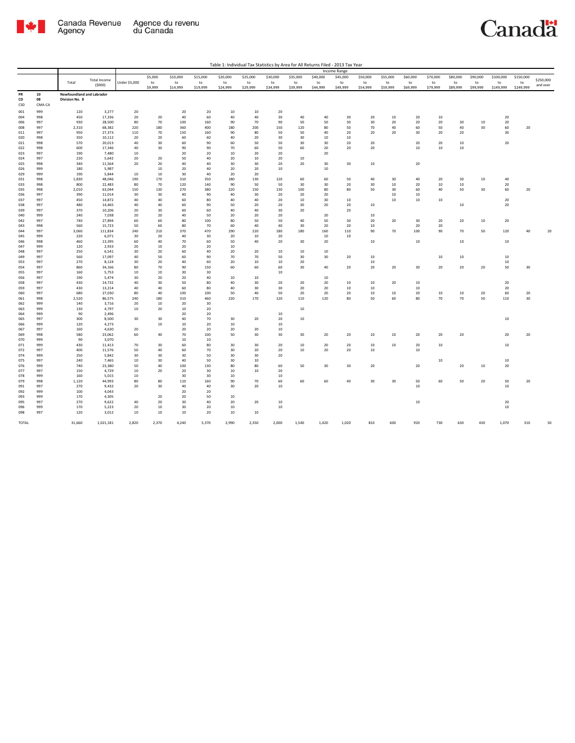Table 1: Individual Tax Statistics by Area for All Returns Filed - 2013 Tax Year

| | | | | Income Range | | | | | | | | | | | | | | | | | | |
|---|---|---|---|---|---|---|---|---|---|---|---|---|---|---|---|---|---|---|---|---|---|---|
| | | Total | Total Income ($000) | Under $5,000 | $5,000 to $9,999 | $10,000 to $14,999 | $15,000 to $19,999 | $20,000 to $24,999 | $25,000 to $29,999 | $30,000 to $34,999 | $35,000 to $39,999 | $40,000 to $44,999 | $45,000 to $49,999 | $50,000 to $54,999 | $55,000 to $59,999 | $60,000 to $69,999 | $70,000 to $79,999 | $80,000 to $89,999 | $90,000 to $99,999 | $100,000 to $149,999 | $150,000 to $249,999 | $250,000 and over |
| PR | 10 | Newfoundland and Labrador | | | | | | | | | | | | | | | | | | | | |
| CD | 08 | Division No. 8 | | | | | | | | | | | | | | | | | | | | |
| CSD | CMA-CA | | | | | | | | | | | | | | | | | | | | | |
| 001 | 999 | 120 | 3,277 | 20 | | 20 | 20 | 10 | 10 | 20 | | | | | | | | | | | | |
| 004 | 998 | 450 | 17,336 | 20 | 20 | 40 | 60 | 40 | 40 | 30 | 40 | 40 | 30 | 20 | 10 | 20 | 10 | | | 20 | | |
| 006 | 997 | 930 | 28,500 | 80 | 70 | 100 | 160 | 90 | 70 | 90 | 50 | 50 | 30 | 30 | 20 | 20 | 20 | 30 | 10 | 20 | | |
| 008 | 997 | 2,310 | 68,382 | 220 | 180 | 360 | 400 | 180 | 200 | 150 | 120 | 80 | 50 | 70 | 40 | 60 | 50 | 40 | 30 | 60 | 20 | |
| 011 | 997 | 950 | 27,373 | 110 | 70 | 150 | 160 | 90 | 80 | 50 | 50 | 40 | 20 | 20 | 20 | 30 | 20 | 20 | | 30 | | |
| 020 | 998 | 350 | 10,112 | 20 | 20 | 60 | 60 | 40 | 20 | 30 | 30 | 10 | 10 | | | | | | | | | |
| 021 | 998 | 570 | 20,013 | 40 | 30 | 60 | 90 | 60 | 50 | 50 | 30 | 30 | 20 | 20 | | 20 | 20 | 10 | | 20 | | |
| 022 | 998 | 600 | 17,346 | 40 | 30 | 90 | 90 | 70 | 60 | 50 | 60 | 20 | 20 | 20 | | 10 | 10 | 10 | | | | |
| 023 | 997 | 190 | 7,480 | 10 | | 20 | 20 | 10 | 20 | 20 | | 20 | | | | | | | | | | |
| 024 | 997 | 220 | 5,642 | 20 | 20 | 50 | 40 | 20 | 10 | 20 | 10 | | | | | | | | | | | |
| 025 | 998 | 340 | 11,564 | 20 | 20 | 40 | 40 | 30 | 30 | 20 | 20 | 30 | 30 | 10 | | 20 | | | | | | |
| 026 | 999 | 180 | 5,987 | | 10 | 20 | 40 | 20 | 20 | 10 | | 10 | | | | | | | | | | |
| 029 | 999 | 190 | 5,844 | 10 | 10 | 30 | 40 | 20 | 20 | | | | | | | | | | | | | |
| 031 | 998 | 1,830 | 48,046 | 190 | 170 | 310 | 350 | 180 | 130 | 120 | 60 | 60 | 50 | 40 | 30 | 40 | 20 | 30 | 10 | 40 | | |
| 033 | 998 | 800 | 22,483 | 80 | 70 | 120 | 140 | 90 | 50 | 50 | 30 | 30 | 20 | 30 | 10 | 20 | 10 | 10 | | 20 | | |
| 035 | 998 | 2,010 | 63,044 | 150 | 130 | 270 | 380 | 220 | 150 | 130 | 100 | 80 | 80 | 50 | 30 | 60 | 40 | 50 | 30 | 60 | 20 | |
| 036 | 997 | 390 | 11,014 | 30 | 30 | 40 | 90 | 40 | 30 | 20 | 20 | 20 | | | 10 | 10 | | | | | | |
| 037 | 997 | 450 | 14,872 | 40 | 40 | 60 | 80 | 40 | 40 | 20 | 10 | 30 | 10 | | 10 | 10 | 10 | | | 20 | | |
| 038 | 997 | 480 | 14,465 | 40 | 40 | 60 | 90 | 50 | 20 | 20 | 30 | 20 | 20 | 10 | | | | 10 | | 20 | | |
| 039 | 997 | 370 | 10,206 | 20 | 30 | 60 | 60 | 40 | 40 | 30 | 20 | | 20 | | | | | | | | | |
| 040 | 999 | 240 | 7,038 | 20 | 20 | 40 | 50 | 20 | 20 | 20 | | 20 | | 10 | | | | | | | | |
| 042 | 997 | 740 | 27,894 | 60 | 60 | 80 | 100 | 80 | 50 | 50 | 40 | 50 | 30 | 20 | 20 | 30 | 20 | 20 | 10 | 20 | | |
| 043 | 998 | 560 | 15,723 | 50 | 60 | 80 | 70 | 60 | 40 | 40 | 30 | 20 | 20 | 10 | | 20 | 20 | | | | | |
| 044 | 997 | 3,060 | 111,834 | 240 | 210 | 370 | 470 | 290 | 220 | 180 | 180 | 160 | 110 | 90 | 70 | 100 | 90 | 70 | 50 | 120 | 40 | 20 |
| 045 | 999 | 220 | 6,071 | 30 | 20 | 40 | 30 | 20 | 10 | 20 | | 10 | 10 | | | | | | | | | |
| 046 | 998 | 460 | 13,395 | 60 | 40 | 70 | 60 | 50 | 40 | 20 | 30 | 20 | | 10 | | 10 | | 10 | | 10 | | |
| 047 | 999 | 120 | 2,933 | 20 | 10 | 20 | 20 | 10 | | | | | | | | | | | | | | |
| 048 | 997 | 250 | 6,541 | 30 | 20 | 60 | 40 | 20 | 20 | 10 | 10 | 10 | | | | | | | | | | |
| 049 | 997 | 560 | 17,097 | 40 | 50 | 60 | 90 | 70 | 70 | 50 | 30 | 30 | 20 | 10 | | | 10 | 10 | | 10 | | |
| 053 | 997 | 270 | 8,124 | 30 | 20 | 40 | 60 | 20 | 10 | 10 | 20 | | | 10 | | | | | | 10 | | |
| 054 | 997 | 860 | 34,166 | 80 | 70 | 90 | 150 | 60 | 60 | 60 | 30 | 40 | 20 | 20 | 20 | 30 | 20 | 20 | 20 | 50 | 30 | |
| 055 | 997 | 160 | 5,753 | 10 | 10 | 30 | 30 | | | 10 | | | | | | | | | | | | |
| 056 | 997 | 190 | 5,474 | 30 | 20 | 20 | 40 | 10 | 10 | | | 10 | | | | | | | | | | |
| 058 | 997 | 430 | 14,732 | 40 | 30 | 50 | 80 | 40 | 30 | 20 | 20 | 20 | 10 | 10 | 20 | 10 | | | | 20 | | |
| 059 | 997 | 430 | 13,214 | 40 | 40 | 60 | 80 | 40 | 30 | 30 | 20 | 20 | 10 | 10 | | 10 | | | | 20 | | |
| 060 | 997 | 680 | 27,030 | 80 | 40 | 100 | 100 | 50 | 40 | 50 | 20 | 20 | 20 | 10 | 10 | 20 | 10 | 10 | 20 | 60 | 20 | |
| 061 | 998 | 2,520 | 86,575 | 240 | 180 | 310 | 460 | 220 | 170 | 120 | 110 | 120 | 80 | 50 | 60 | 80 | 70 | 70 | 50 | 110 | 30 | |
| 062 | 999 | 140 | 3,716 | 20 | 10 | 20 | 30 | | | | | | | | | | | | | | | |
| 063 | 999 | 130 | 4,797 | 10 | 20 | 10 | 20 | | | | 10 | | | | | | | | | | | |
| 064 | 999 | 90 | 2,496 | | | 20 | 20 | | | 10 | | | | | | | | | | | | |
| 065 | 997 | 300 | 8,500 | 30 | 30 | 40 | 70 | 30 | 20 | 20 | 10 | | | | | | | | | 10 | | |
| 066 | 999 | 120 | 4,273 | | 10 | 10 | 20 | 10 | | 10 | | | | | | | | | | | | |
| 067 | 997 | 160 | 4,630 | 20 | | 20 | 20 | 20 | 20 | 10 | | | | | | | | | | | | |
| 069 | 998 | 580 | 23,062 | 60 | 40 | 70 | 100 | 50 | 30 | 30 | 30 | 20 | 20 | 10 | 10 | 20 | 20 | 20 | | 20 | 20 | |
| 070 | 999 | 90 | 3,070 | | | 10 | 10 | | | | | | | | | | | | | | | |
| 071 | 999 | 430 | 11,413 | 70 | 30 | 60 | 80 | 30 | 30 | 20 | 10 | 20 | 20 | 10 | 10 | 20 | 10 | | | 10 | | |
| 072 | 997 | 400 | 11,576 | 50 | 40 | 60 | 70 | 30 | 20 | 20 | 10 | 20 | 20 | 10 | | 10 | | | | | | |
| 074 | 999 | 250 | 5,842 | 30 | 30 | 30 | 50 | 30 | 30 | 20 | | | | | | | | | | | | |
| 075 | 997 | 240 | 7,465 | 10 | 30 | 40 | 50 | 30 | 10 | | | | | | | | 10 | | | 10 | | |
| 076 | 999 | 740 | 23,380 | 50 | 40 | 100 | 130 | 80 | 80 | 60 | 50 | 30 | 30 | 20 | | 20 | | 20 | 10 | 20 | | |
| 077 | 997 | 150 | 4,729 | 10 | 20 | 20 | 30 | 10 | 10 | 20 | | | | | | | | | | | | |
| 078 | 999 | 160 | 5,015 | 10 | | 30 | 30 | 10 | | 10 | | | | | | | | | | | | |
| 079 | 998 | 1,120 | 44,993 | 80 | 80 | 110 | 160 | 90 | 70 | 60 | 60 | 60 | 40 | 30 | 30 | 50 | 60 | 50 | 20 | 50 | 20 | |
| 091 | 997 | 270 | 9,432 | 20 | 30 | 40 | 40 | 30 | 20 | 10 | | | | | | 10 | | | | 10 | | |
| 092 | 999 | 100 | 4,043 | | | 20 | 20 | | | | | | | | | | | | | | | |
| 093 | 999 | 170 | 4,305 | | 20 | 20 | 50 | 10 | | | | | | | | | | | | | | |
| 095 | 997 | 270 | 9,622 | 40 | 20 | 30 | 40 | 20 | 20 | 10 | | | | | | 10 | | | | 20 | | |
| 096 | 999 | 170 | 5,223 | 20 | 10 | 30 | 20 | 10 | | 10 | | | | | | | | | | 10 | | |
| 098 | 997 | 120 | 3,012 | 10 | 10 | 10 | 20 | 10 | 10 | | | | | | | | | | | | | |
| TOTAL | | 31,660 | 1,021,181 | 2,820 | 2,370 | 4,240 | 5,370 | 2,990 | 2,350 | 2,000 | 1,540 | 1,420 | 1,020 | 810 | 600 | 920 | 730 | 630 | 430 | 1,070 | 310 | 50 |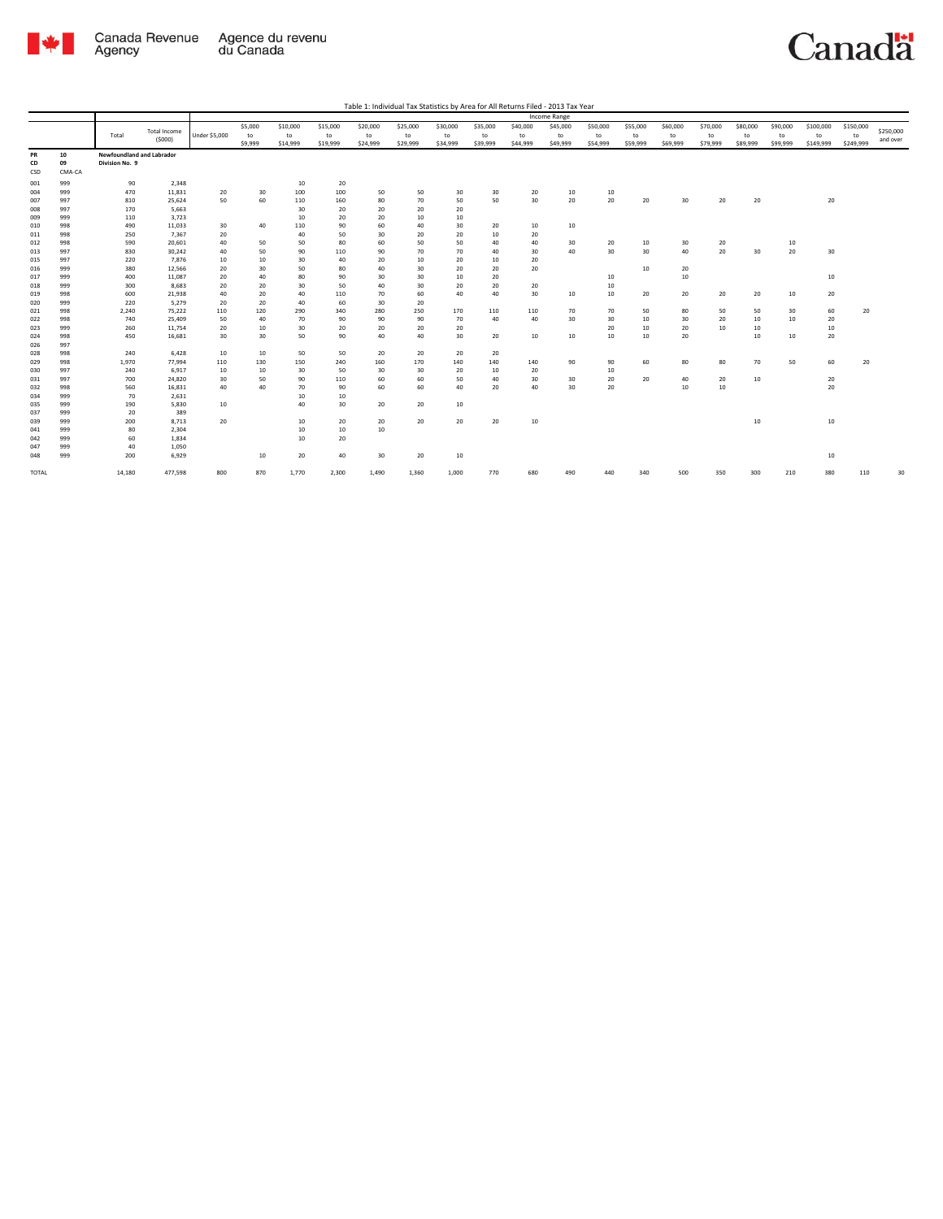Table 1: Individual Tax Statistics by Area for All Returns Filed - 2013 Tax Year

| | | | | Income Range | | | | | | | | | | | | | | | | | | |
|---|---|---|---|---|---|---|---|---|---|---|---|---|---|---|---|---|---|---|---|---|---|---|
| | | Total | Total Income ($000) | Under $5,000 | $5,000 to $9,999 | $10,000 to $14,999 | $15,000 to $19,999 | $20,000 to $24,999 | $25,000 to $29,999 | $30,000 to $34,999 | $35,000 to $39,999 | $40,000 to $44,999 | $45,000 to $49,999 | $50,000 to $54,999 | $55,000 to $59,999 | $60,000 to $69,999 | $70,000 to $79,999 | $80,000 to $89,999 | $90,000 to $99,999 | $100,000 to $149,999 | $150,000 to $249,999 | $250,000 and over |
| PR | 10 | Newfoundland and Labrador | | | | | | | | | | | | | | | | | | | | |
| CD | 09 | Division No. 9 | | | | | | | | | | | | | | | | | | | | |
| CSD | CMA-CA | | | | | | | | | | | | | | | | | | | | | |
| 001 | 999 | 90 | 2,348 | | | 10 | 20 | | | | | | | | | | | | | | | |
| 004 | 999 | 470 | 11,831 | 20 | 30 | 100 | 100 | 50 | 50 | 30 | 30 | 20 | 10 | 10 | | | | | | | | |
| 007 | 997 | 810 | 25,624 | 50 | 60 | 110 | 160 | 80 | 70 | 50 | 50 | 30 | 20 | 20 | 20 | 30 | 20 | 20 | | 20 | | |
| 008 | 997 | 170 | 5,663 | | | 30 | 20 | 20 | 20 | 20 | | | | | | | | | | | | |
| 009 | 999 | 110 | 3,723 | | | 10 | 20 | 20 | 10 | 10 | | | | | | | | | | | | |
| 010 | 998 | 490 | 11,033 | 30 | 40 | 110 | 90 | 60 | 40 | 30 | 20 | 10 | 10 | | | | | | | | | |
| 011 | 998 | 250 | 7,367 | 20 | | 40 | 50 | 30 | 20 | 20 | 10 | 20 | | | | | | | | | | |
| 012 | 998 | 590 | 20,601 | 40 | 50 | 50 | 80 | 60 | 50 | 50 | 40 | 40 | 30 | 20 | 10 | 30 | 20 | | 10 | | | |
| 013 | 997 | 830 | 30,242 | 40 | 50 | 90 | 110 | 90 | 70 | 70 | 40 | 30 | 40 | 30 | 30 | 40 | 20 | 30 | 20 | 30 | | |
| 015 | 997 | 220 | 7,876 | 10 | 10 | 30 | 40 | 20 | 10 | 20 | 10 | 20 | | | | | | | | | | |
| 016 | 999 | 380 | 12,566 | 20 | 30 | 50 | 80 | 40 | 30 | 20 | 20 | 20 | | | 10 | 20 | | | | | | |
| 017 | 999 | 400 | 11,087 | 20 | 40 | 80 | 90 | 30 | 30 | 10 | 20 | | | 10 | | 10 | | | | 10 | | |
| 018 | 999 | 300 | 8,683 | 20 | 20 | 30 | 50 | 40 | 30 | 20 | 20 | 20 | | 10 | | | | | | | | |
| 019 | 998 | 600 | 21,938 | 40 | 20 | 40 | 110 | 70 | 60 | 40 | 40 | 30 | 10 | 10 | 20 | 20 | 20 | 20 | 10 | 20 | | |
| 020 | 999 | 220 | 5,279 | 20 | 20 | 40 | 60 | 30 | 20 | | | | | | | | | | | | | |
| 021 | 998 | 2,240 | 75,222 | 110 | 120 | 290 | 340 | 280 | 250 | 170 | 110 | 110 | 70 | 70 | 50 | 80 | 50 | 50 | 30 | 60 | 20 | |
| 022 | 998 | 740 | 25,409 | 50 | 40 | 70 | 90 | 90 | 90 | 70 | 40 | 40 | 30 | 30 | 10 | 30 | 20 | 10 | 10 | 20 | | |
| 023 | 999 | 260 | 11,754 | 20 | 10 | 30 | 20 | 20 | 20 | 20 | | | | 20 | 10 | 20 | 10 | 10 | | 10 | | |
| 024 | 998 | 450 | 16,681 | 30 | 30 | 50 | 90 | 40 | 40 | 30 | 20 | 10 | 10 | 10 | 10 | 20 | | 10 | 10 | 20 | | |
| 026 | 997 | | | | | | | | | | | | | | | | | | | | | |
| 028 | 998 | 240 | 6,428 | 10 | 10 | 50 | 50 | 20 | 20 | 20 | 20 | | | | | | | | | | | |
| 029 | 998 | 1,970 | 77,994 | 110 | 130 | 150 | 240 | 160 | 170 | 140 | 140 | 140 | 90 | 90 | 60 | 80 | 80 | 70 | 50 | 60 | 20 | |
| 030 | 997 | 240 | 6,917 | 10 | 10 | 30 | 50 | 30 | 30 | 20 | 10 | 20 | | 10 | | | | | | | | |
| 031 | 997 | 700 | 24,820 | 30 | 50 | 90 | 110 | 60 | 60 | 50 | 40 | 30 | 30 | 20 | 20 | 40 | 20 | 10 | | 20 | | |
| 032 | 998 | 560 | 16,831 | 40 | 40 | 70 | 90 | 60 | 60 | 40 | 20 | 40 | 30 | 20 | | 10 | 10 | | | 20 | | |
| 034 | 999 | 70 | 2,631 | | | 10 | 10 | | | | | | | | | | | | | | | |
| 035 | 999 | 190 | 5,830 | 10 | | 40 | 30 | 20 | 20 | 10 | | | | | | | | | | | | |
| 037 | 999 | 20 | 389 | | | | | | | | | | | | | | | | | | | |
| 039 | 999 | 200 | 8,713 | 20 | | 10 | 20 | 20 | 20 | 20 | 20 | 10 | | | | | | 10 | | 10 | | |
| 041 | 999 | 80 | 2,304 | | | 10 | 10 | 10 | | | | | | | | | | | | | | |
| 042 | 999 | 60 | 1,834 | | | 10 | 20 | | | | | | | | | | | | | | | |
| 047 | 999 | 40 | 1,050 | | | | | | | | | | | | | | | | | | | |
| 048 | 999 | 200 | 6,929 | | 10 | 20 | 40 | 30 | 20 | 10 | | | | | | | | | | 10 | | |
| TOTAL | | 14,180 | 477,598 | 800 | 870 | 1,770 | 2,300 | 1,490 | 1,360 | 1,000 | 770 | 680 | 490 | 440 | 340 | 500 | 350 | 300 | 210 | 380 | 110 | 30 |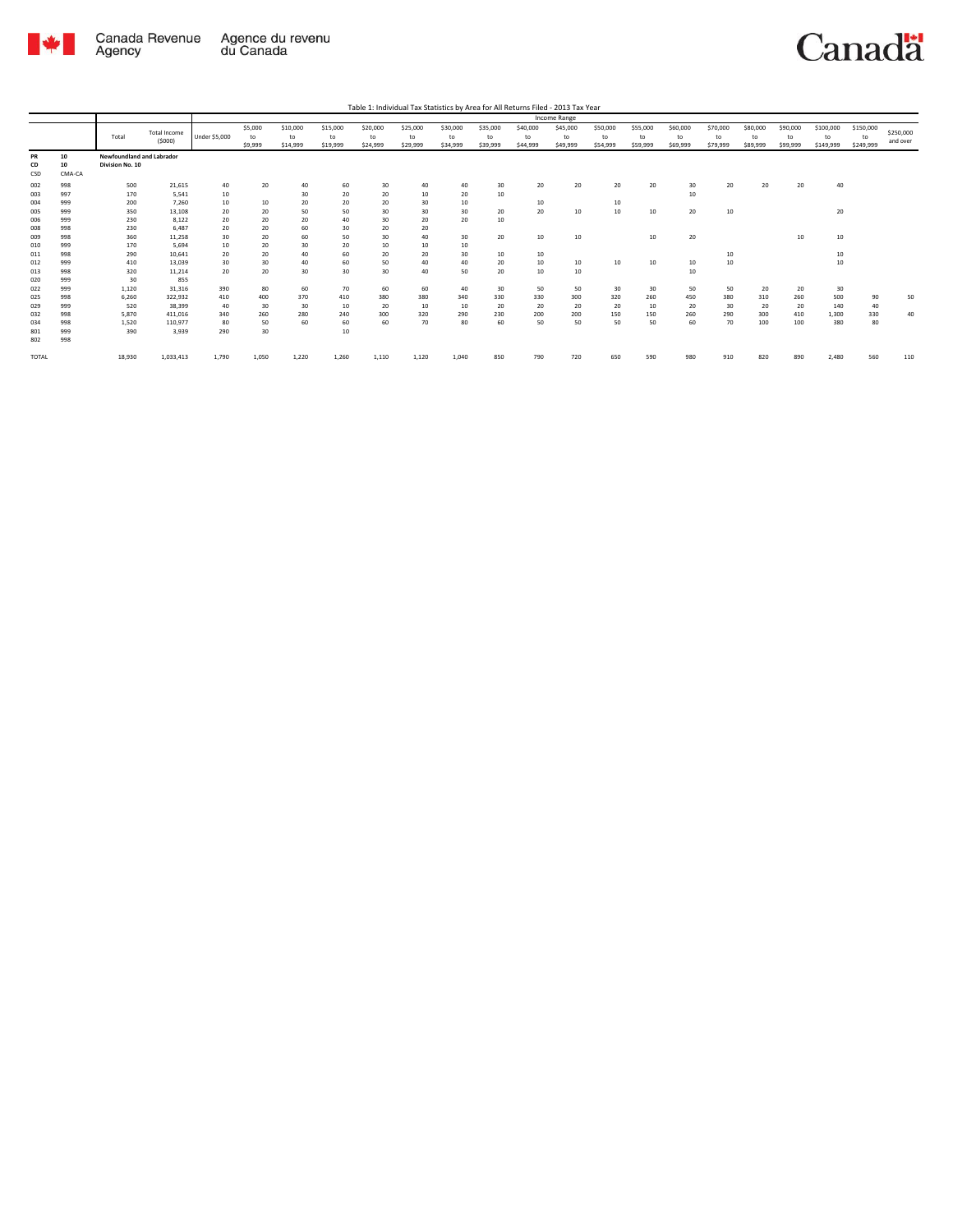Table 1: Individual Tax Statistics by Area for All Returns Filed - 2013 Tax Year

| | | | | Income Range | | | | | | | | | | | | | | | | | | |
|---|---|---|---|---|---|---|---|---|---|---|---|---|---|---|---|---|---|---|---|---|---|---|
| | | Total | Total Income ($000) | Under $5,000 | $5,000 to $9,999 | $10,000 to $14,999 | $15,000 to $19,999 | $20,000 to $24,999 | $25,000 to $29,999 | $30,000 to $34,999 | $35,000 to $39,999 | $40,000 to $44,999 | $45,000 to $49,999 | $50,000 to $54,999 | $55,000 to $59,999 | $60,000 to $69,999 | $70,000 to $79,999 | $80,000 to $89,999 | $90,000 to $99,999 | $100,000 to $149,999 | $150,000 to $249,999 | $250,000 and over |
| PR 10 | | Newfoundland and Labrador | | | | | | | | | | | | | | | | | | | | |
| CD 10 | | Division No. 10 | | | | | | | | | | | | | | | | | | | | |
| CSD | CMA-CA | | | | | | | | | | | | | | | | | | | | | |
| 002 | 998 | 500 | 21,615 | 40 | 20 | 40 | 60 | 30 | 40 | 40 | 30 | 20 | 20 | 20 | 20 | 30 | 20 | 20 | 20 | 40 | | |
| 003 | 997 | 170 | 5,541 | 10 | | 30 | 20 | 20 | 10 | 20 | 10 | | | | | 10 | | | | | | |
| 004 | 999 | 200 | 7,260 | 10 | 10 | 20 | 20 | 20 | 30 | 10 | | 10 | | 10 | | | | | | | | |
| 005 | 999 | 350 | 13,108 | 20 | 20 | 50 | 50 | 30 | 30 | 30 | 20 | 20 | 10 | 10 | 10 | 20 | 10 | | | 20 | | |
| 006 | 999 | 230 | 8,122 | 20 | 20 | 20 | 40 | 30 | 20 | 20 | 10 | | | | | | | | | | | |
| 008 | 998 | 230 | 6,487 | 20 | 20 | 60 | 30 | 20 | 20 | | | | | | | | | | | | | |
| 009 | 998 | 360 | 11,258 | 30 | 20 | 60 | 50 | 30 | 40 | 30 | 20 | 10 | 10 | | 10 | 20 | | | 10 | 10 | | |
| 010 | 999 | 170 | 5,694 | 10 | 20 | 30 | 20 | 10 | 10 | 10 | | | | | | | | | | | | |
| 011 | 998 | 290 | 10,641 | 20 | 20 | 40 | 60 | 20 | 20 | 30 | 10 | 10 | | | | | 10 | | | 10 | | |
| 012 | 999 | 410 | 13,039 | 30 | 30 | 40 | 60 | 50 | 40 | 40 | 20 | 10 | 10 | 10 | 10 | 10 | 10 | | | 10 | | |
| 013 | 998 | 320 | 11,214 | 20 | 20 | 30 | 30 | 30 | 40 | 50 | 20 | 10 | 10 | | | 10 | | | | | | |
| 020 | 999 | 30 | 855 | | | | | | | | | | | | | | | | | | | |
| 022 | 999 | 1,120 | 31,316 | 390 | 80 | 60 | 70 | 60 | 60 | 40 | 30 | 50 | 50 | 30 | 30 | 50 | 50 | 20 | 20 | 30 | | |
| 025 | 998 | 6,260 | 322,932 | 410 | 400 | 370 | 410 | 380 | 380 | 340 | 330 | 330 | 300 | 320 | 260 | 450 | 380 | 310 | 260 | 500 | 90 | 50 |
| 029 | 999 | 520 | 38,399 | 40 | 30 | 30 | 10 | 20 | 10 | 10 | 20 | 20 | 20 | 20 | 10 | 20 | 30 | 20 | 20 | 140 | 40 | |
| 032 | 998 | 5,870 | 411,016 | 340 | 260 | 280 | 240 | 300 | 320 | 290 | 230 | 200 | 200 | 150 | 150 | 260 | 290 | 300 | 410 | 1,300 | 330 | 40 |
| 034 | 998 | 1,520 | 110,977 | 80 | 50 | 60 | 60 | 60 | 70 | 80 | 60 | 50 | 50 | 50 | 50 | 60 | 70 | 100 | 100 | 380 | 80 | |
| 801 | 999 | 390 | 3,939 | 290 | 30 | | 10 | | | | | | | | | | | | | | | |
| 802 | 998 | | | | | | | | | | | | | | | | | | | | | |
| TOTAL | | 18,930 | 1,033,413 | 1,790 | 1,050 | 1,220 | 1,260 | 1,110 | 1,120 | 1,040 | 850 | 790 | 720 | 650 | 590 | 980 | 910 | 820 | 890 | 2,480 | 560 | 110 |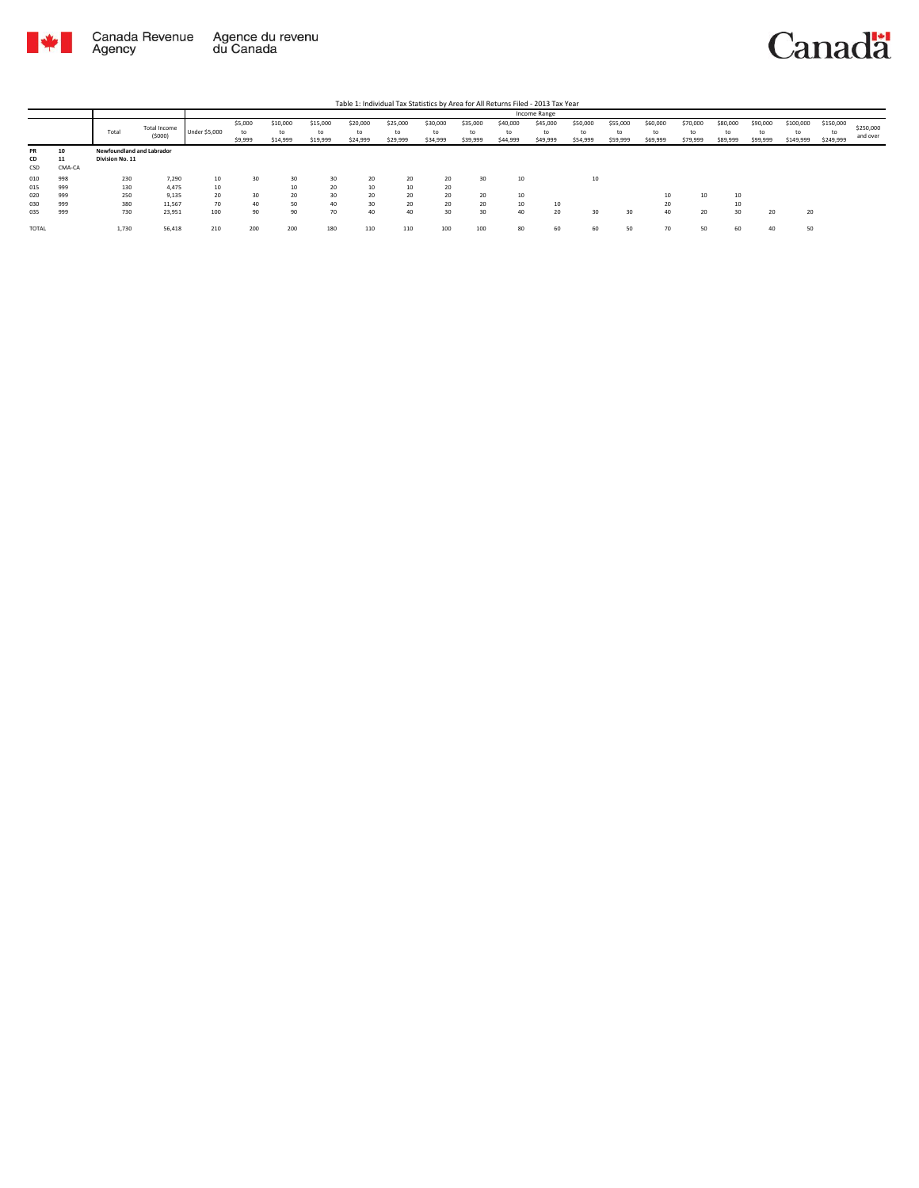Table 1: Individual Tax Statistics by Area for All Returns Filed - 2013 Tax Year

| | | Total | Total Income ($000) | Income Range | | | | | | | | | | | | | | | | | | |
|---|---|---|---|---|---|---|---|---|---|---|---|---|---|---|---|---|---|---|---|---|---|---|
| | | | | Under $5,000 | $5,000 to $9,999 | $10,000 to $14,999 | $15,000 to $19,999 | $20,000 to $24,999 | $25,000 to $29,999 | $30,000 to $34,999 | $35,000 to $39,999 | $40,000 to $44,999 | $45,000 to $49,999 | $50,000 to $54,999 | $55,000 to $59,999 | $60,000 to $69,999 | $70,000 to $79,999 | $80,000 to $89,999 | $90,000 to $99,999 | $100,000 to $149,999 | $150,000 to $249,999 | $250,000 and over |
| PR | 10 | Newfoundland and Labrador | | | | | | | | | | | | | | | | | | | | |
| CD | 11 | Division No. 11 | | | | | | | | | | | | | | | | | | | | |
| CSD | CMA-CA | | | | | | | | | | | | | | | | | | | | | |
| 010 | 998 | 230 | 7,290 | 10 | 30 | 30 | 30 | 20 | 20 | 20 | 30 | 10 | | 10 | | | | | | | | |
| 015 | 999 | 130 | 4,475 | 10 | | 10 | 20 | 10 | 10 | 20 | | | | | | | | | | | | |
| 020 | 999 | 250 | 9,135 | 20 | 30 | 20 | 30 | 20 | 20 | 20 | 20 | 10 | | | | 10 | 10 | 10 | | | | |
| 030 | 999 | 380 | 11,567 | 70 | 40 | 50 | 40 | 30 | 20 | 20 | 20 | 10 | 10 | | | 20 | | 10 | | | | |
| 035 | 999 | 730 | 23,951 | 100 | 90 | 90 | 70 | 40 | 40 | 30 | 30 | 40 | 20 | 30 | 30 | 40 | 20 | 30 | 20 | 20 | | |
| TOTAL | | 1,730 | 56,418 | 210 | 200 | 200 | 180 | 110 | 110 | 100 | 100 | 80 | 60 | 60 | 50 | 70 | 50 | 60 | 40 | 50 | | |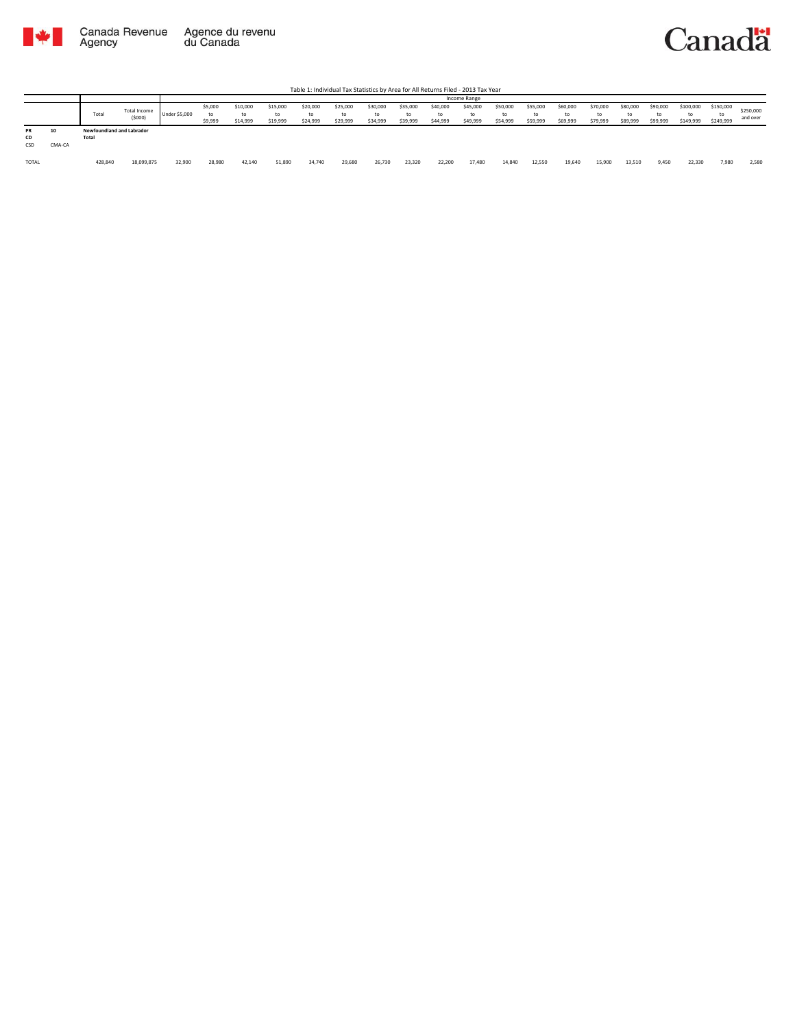Canada Revenue Agency / Agence du revenu du Canada

Canada

Table 1: Individual Tax Statistics by Area for All Returns Filed - 2013 Tax Year

| | | | | Income Range | | | | | | | | | | | | | | | | | | | |
|---|---|---|---|---|---|---|---|---|---|---|---|---|---|---|---|---|---|---|---|---|---|---|---|
| | | Total | Total Income ($000) | Under $5,000 | $5,000 to $9,999 | $10,000 to $14,999 | $15,000 to $19,999 | $20,000 to $24,999 | $25,000 to $29,999 | $30,000 to $34,999 | $35,000 to $39,999 | $40,000 to $44,999 | $45,000 to $49,999 | $50,000 to $54,999 | $55,000 to $59,999 | $60,000 to $69,999 | $70,000 to $79,999 | $80,000 to $89,999 | $90,000 to $99,999 | $100,000 to $149,999 | $150,000 to $249,999 | $250,000 and over |
| **PR** | **10** | **Newfoundland and Labrador** | | | | | | | | | | | | | | | | | | | | | |
| **CD** | | **Total** | | | | | | | | | | | | | | | | | | | | | |
| CSD | CMA-CA | | | | | | | | | | | | | | | | | | | | | | |
| TOTAL | | 428,840 | 18,099,875 | 32,900 | 28,980 | 42,140 | 51,890 | 34,740 | 29,680 | 26,730 | 23,320 | 22,200 | 17,480 | 14,840 | 12,550 | 19,640 | 15,900 | 13,510 | 9,450 | 22,330 | 7,980 | 2,580 |